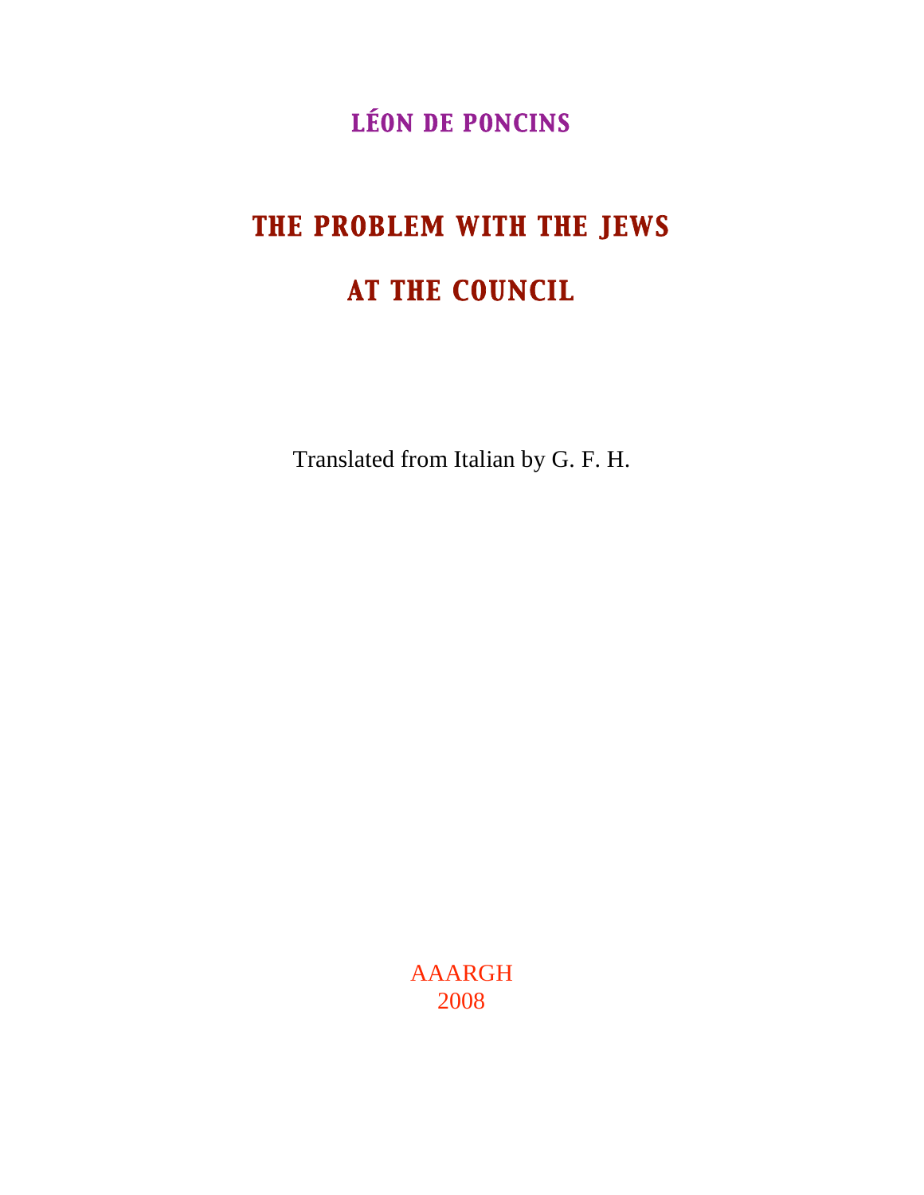LÉON DE PONCINS

# THE PROBLEM WITH THE JEWS

# AT THE COUNCIL

Translated from Italian by G. F. H.

AAARGH
2008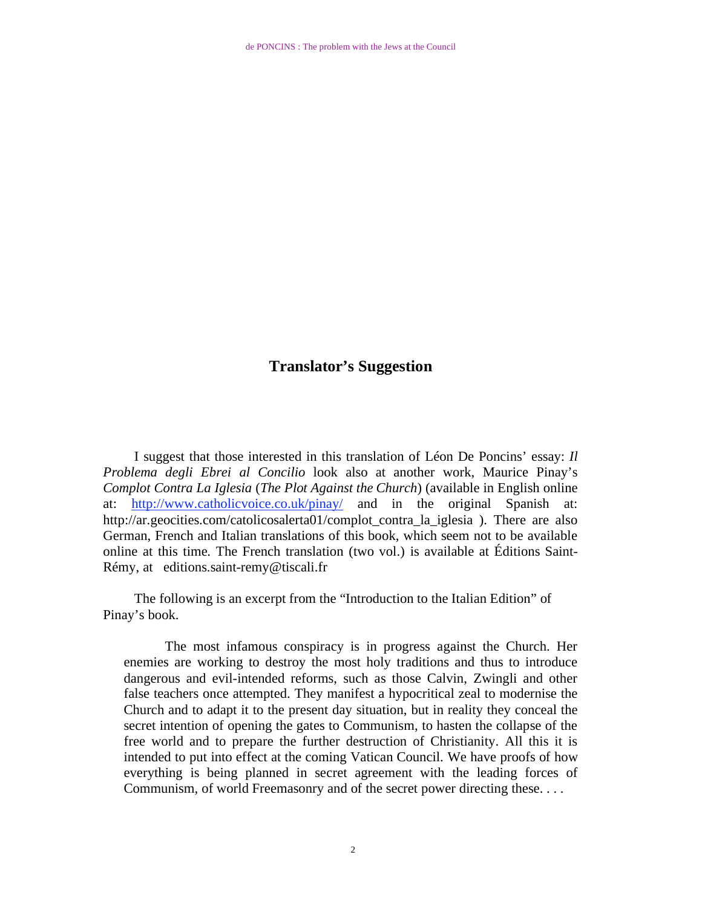## Translator's Suggestion

I suggest that those interested in this translation of Léon De Poncins' essay: *Il Problema degli Ebrei al Concilio* look also at another work, Maurice Pinay's *Complot Contra La Iglesia* (*The Plot Against the Church*) (available in English online at: http://www.catholicvoice.co.uk/pinay/ and in the original Spanish at: http://ar.geocities.com/catolicosalerta01/complot_contra_la_iglesia ). There are also German, French and Italian translations of this book, which seem not to be available online at this time. The French translation (two vol.) is available at Éditions Saint-Rémy, at editions.saint-remy@tiscali.fr

The following is an excerpt from the "Introduction to the Italian Edition" of Pinay's book.

> The most infamous conspiracy is in progress against the Church. Her enemies are working to destroy the most holy traditions and thus to introduce dangerous and evil-intended reforms, such as those Calvin, Zwingli and other false teachers once attempted. They manifest a hypocritical zeal to modernise the Church and to adapt it to the present day situation, but in reality they conceal the secret intention of opening the gates to Communism, to hasten the collapse of the free world and to prepare the further destruction of Christianity. All this it is intended to put into effect at the coming Vatican Council. We have proofs of how everything is being planned in secret agreement with the leading forces of Communism, of world Freemasonry and of the secret power directing these. . . .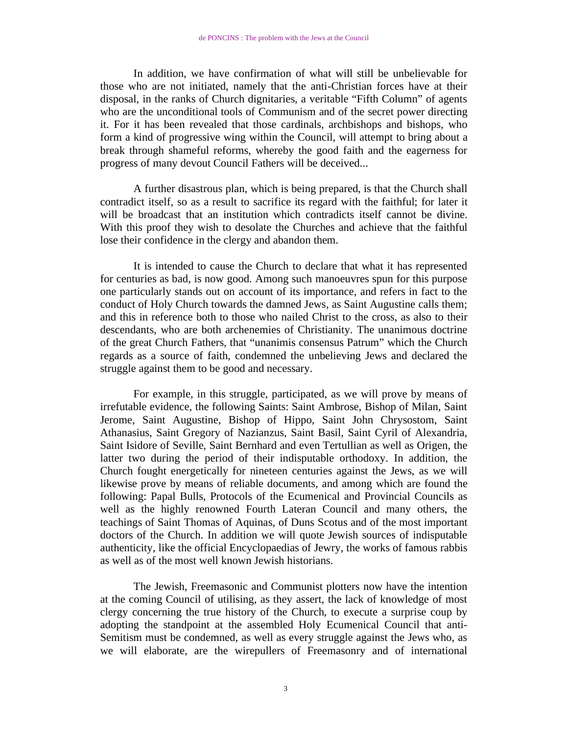In addition, we have confirmation of what will still be unbelievable for those who are not initiated, namely that the anti-Christian forces have at their disposal, in the ranks of Church dignitaries, a veritable "Fifth Column" of agents who are the unconditional tools of Communism and of the secret power directing it. For it has been revealed that those cardinals, archbishops and bishops, who form a kind of progressive wing within the Council, will attempt to bring about a break through shameful reforms, whereby the good faith and the eagerness for progress of many devout Council Fathers will be deceived...

A further disastrous plan, which is being prepared, is that the Church shall contradict itself, so as a result to sacrifice its regard with the faithful; for later it will be broadcast that an institution which contradicts itself cannot be divine. With this proof they wish to desolate the Churches and achieve that the faithful lose their confidence in the clergy and abandon them.

It is intended to cause the Church to declare that what it has represented for centuries as bad, is now good. Among such manoeuvres spun for this purpose one particularly stands out on account of its importance, and refers in fact to the conduct of Holy Church towards the damned Jews, as Saint Augustine calls them; and this in reference both to those who nailed Christ to the cross, as also to their descendants, who are both archenemies of Christianity. The unanimous doctrine of the great Church Fathers, that "unanimis consensus Patrum" which the Church regards as a source of faith, condemned the unbelieving Jews and declared the struggle against them to be good and necessary.

For example, in this struggle, participated, as we will prove by means of irrefutable evidence, the following Saints: Saint Ambrose, Bishop of Milan, Saint Jerome, Saint Augustine, Bishop of Hippo, Saint John Chrysostom, Saint Athanasius, Saint Gregory of Nazianzus, Saint Basil, Saint Cyril of Alexandria, Saint Isidore of Seville, Saint Bernhard and even Tertullian as well as Origen, the latter two during the period of their indisputable orthodoxy. In addition, the Church fought energetically for nineteen centuries against the Jews, as we will likewise prove by means of reliable documents, and among which are found the following: Papal Bulls, Protocols of the Ecumenical and Provincial Councils as well as the highly renowned Fourth Lateran Council and many others, the teachings of Saint Thomas of Aquinas, of Duns Scotus and of the most important doctors of the Church. In addition we will quote Jewish sources of indisputable authenticity, like the official Encyclopaedias of Jewry, the works of famous rabbis as well as of the most well known Jewish historians.

The Jewish, Freemasonic and Communist plotters now have the intention at the coming Council of utilising, as they assert, the lack of knowledge of most clergy concerning the true history of the Church, to execute a surprise coup by adopting the standpoint at the assembled Holy Ecumenical Council that anti-Semitism must be condemned, as well as every struggle against the Jews who, as we will elaborate, are the wirepullers of Freemasonry and of international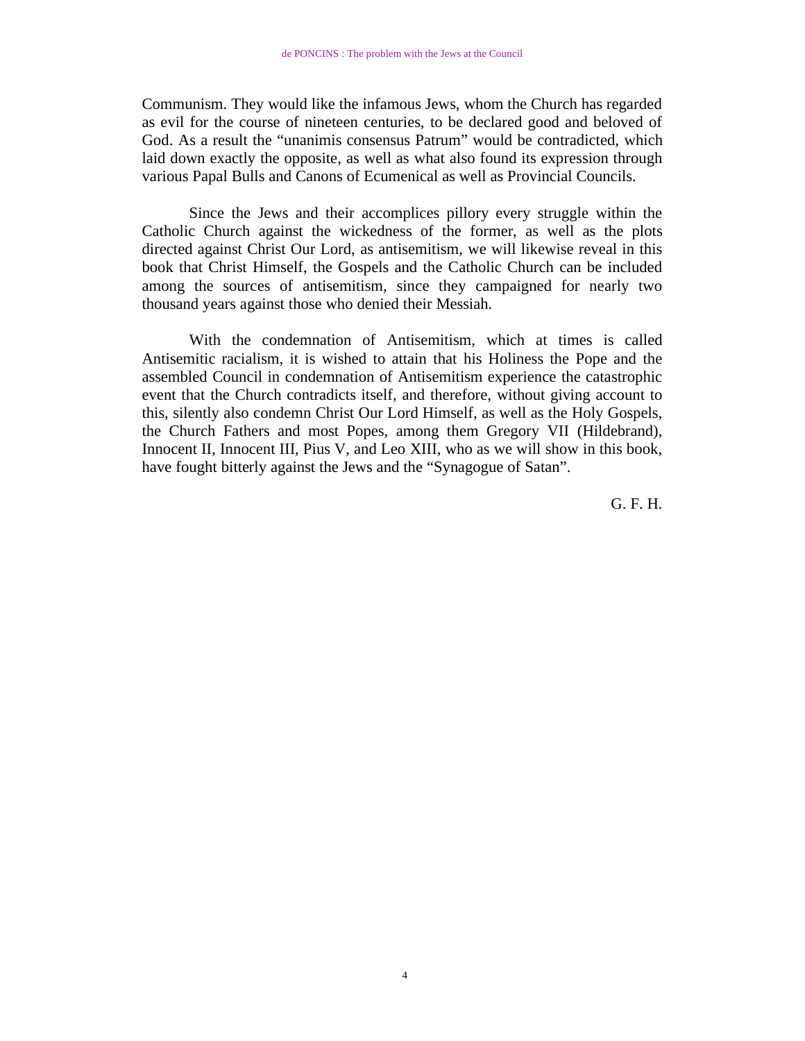Communism. They would like the infamous Jews, whom the Church has regarded as evil for the course of nineteen centuries, to be declared good and beloved of God. As a result the "unanimis consensus Patrum" would be contradicted, which laid down exactly the opposite, as well as what also found its expression through various Papal Bulls and Canons of Ecumenical as well as Provincial Councils.

Since the Jews and their accomplices pillory every struggle within the Catholic Church against the wickedness of the former, as well as the plots directed against Christ Our Lord, as antisemitism, we will likewise reveal in this book that Christ Himself, the Gospels and the Catholic Church can be included among the sources of antisemitism, since they campaigned for nearly two thousand years against those who denied their Messiah.

With the condemnation of Antisemitism, which at times is called Antisemitic racialism, it is wished to attain that his Holiness the Pope and the assembled Council in condemnation of Antisemitism experience the catastrophic event that the Church contradicts itself, and therefore, without giving account to this, silently also condemn Christ Our Lord Himself, as well as the Holy Gospels, the Church Fathers and most Popes, among them Gregory VII (Hildebrand), Innocent II, Innocent III, Pius V, and Leo XIII, who as we will show in this book, have fought bitterly against the Jews and the "Synagogue of Satan".

G. F. H.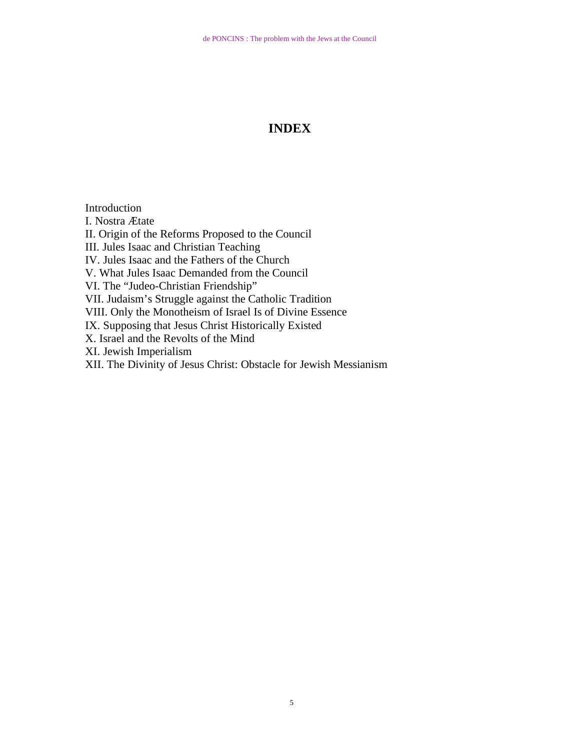# INDEX

Introduction
I. Nostra Ætate
II. Origin of the Reforms Proposed to the Council
III. Jules Isaac and Christian Teaching
IV. Jules Isaac and the Fathers of the Church
V. What Jules Isaac Demanded from the Council
VI. The “Judeo-Christian Friendship”
VII. Judaism’s Struggle against the Catholic Tradition
VIII. Only the Monotheism of Israel Is of Divine Essence
IX. Supposing that Jesus Christ Historically Existed
X. Israel and the Revolts of the Mind
XI. Jewish Imperialism
XII. The Divinity of Jesus Christ: Obstacle for Jewish Messianism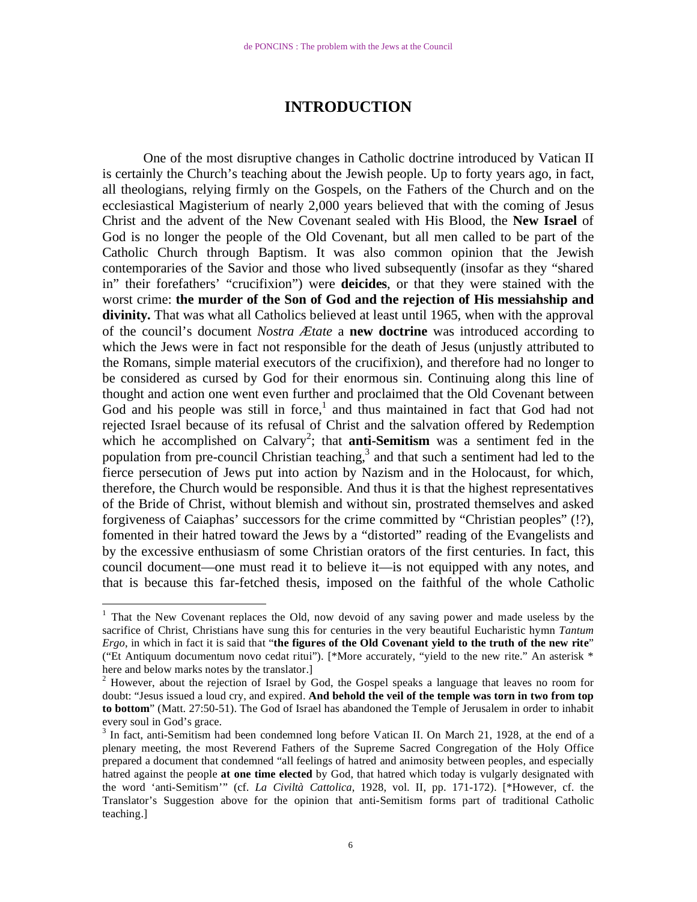# INTRODUCTION

One of the most disruptive changes in Catholic doctrine introduced by Vatican II is certainly the Church's teaching about the Jewish people. Up to forty years ago, in fact, all theologians, relying firmly on the Gospels, on the Fathers of the Church and on the ecclesiastical Magisterium of nearly 2,000 years believed that with the coming of Jesus Christ and the advent of the New Covenant sealed with His Blood, the **New Israel** of God is no longer the people of the Old Covenant, but all men called to be part of the Catholic Church through Baptism. It was also common opinion that the Jewish contemporaries of the Savior and those who lived subsequently (insofar as they "shared in" their forefathers' "crucifixion") were **deicides**, or that they were stained with the worst crime: **the murder of the Son of God and the rejection of His messiahship and divinity.** That was what all Catholics believed at least until 1965, when with the approval of the council's document *Nostra Ætate* a **new doctrine** was introduced according to which the Jews were in fact not responsible for the death of Jesus (unjustly attributed to the Romans, simple material executors of the crucifixion), and therefore had no longer to be considered as cursed by God for their enormous sin. Continuing along this line of thought and action one went even further and proclaimed that the Old Covenant between God and his people was still in force,[1] and thus maintained in fact that God had not rejected Israel because of its refusal of Christ and the salvation offered by Redemption which he accomplished on Calvary[2]; that **anti-Semitism** was a sentiment fed in the population from pre-council Christian teaching,[3] and that such a sentiment had led to the fierce persecution of Jews put into action by Nazism and in the Holocaust, for which, therefore, the Church would be responsible. And thus it is that the highest representatives of the Bride of Christ, without blemish and without sin, prostrated themselves and asked forgiveness of Caiaphas' successors for the crime committed by "Christian peoples" (!?), fomented in their hatred toward the Jews by a "distorted" reading of the Evangelists and by the excessive enthusiasm of some Christian orators of the first centuries. In fact, this council document—one must read it to believe it—is not equipped with any notes, and that is because this far-fetched thesis, imposed on the faithful of the whole Catholic

---

[1] That the New Covenant replaces the Old, now devoid of any saving power and made useless by the sacrifice of Christ, Christians have sung this for centuries in the very beautiful Eucharistic hymn *Tantum Ergo*, in which in fact it is said that "**the figures of the Old Covenant yield to the truth of the new rite**" ("Et Antiquum documentum novo cedat ritui"). [*More accurately, "yield to the new rite." An asterisk * here and below marks notes by the translator.]

[2] However, about the rejection of Israel by God, the Gospel speaks a language that leaves no room for doubt: "Jesus issued a loud cry, and expired. **And behold the veil of the temple was torn in two from top to bottom**" (Matt. 27:50-51). The God of Israel has abandoned the Temple of Jerusalem in order to inhabit every soul in God's grace.

[3] In fact, anti-Semitism had been condemned long before Vatican II. On March 21, 1928, at the end of a plenary meeting, the most Reverend Fathers of the Supreme Sacred Congregation of the Holy Office prepared a document that condemned "all feelings of hatred and animosity between peoples, and especially hatred against the people **at one time elected** by God, that hatred which today is vulgarly designated with the word 'anti-Semitism'" (cf. *La Civiltà Cattolica*, 1928, vol. II, pp. 171-172). [*However, cf. the Translator's Suggestion above for the opinion that anti-Semitism forms part of traditional Catholic teaching.]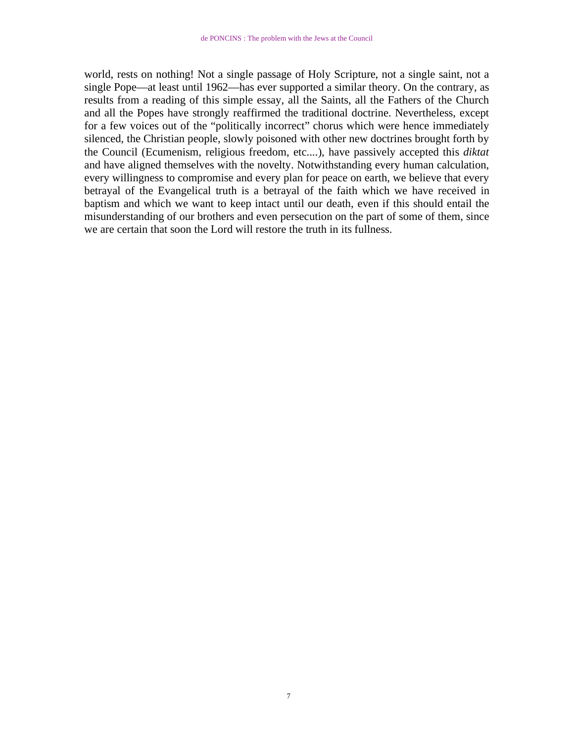world, rests on nothing! Not a single passage of Holy Scripture, not a single saint, not a single Pope—at least until 1962—has ever supported a similar theory. On the contrary, as results from a reading of this simple essay, all the Saints, all the Fathers of the Church and all the Popes have strongly reaffirmed the traditional doctrine. Nevertheless, except for a few voices out of the "politically incorrect" chorus which were hence immediately silenced, the Christian people, slowly poisoned with other new doctrines brought forth by the Council (Ecumenism, religious freedom, etc....), have passively accepted this *diktat* and have aligned themselves with the novelty. Notwithstanding every human calculation, every willingness to compromise and every plan for peace on earth, we believe that every betrayal of the Evangelical truth is a betrayal of the faith which we have received in baptism and which we want to keep intact until our death, even if this should entail the misunderstanding of our brothers and even persecution on the part of some of them, since we are certain that soon the Lord will restore the truth in its fullness.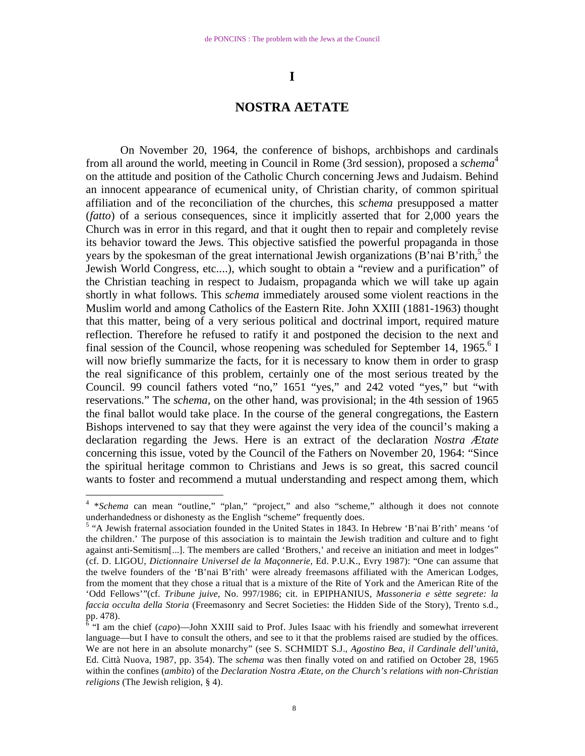# I

# NOSTRA AETATE

On November 20, 1964, the conference of bishops, archbishops and cardinals from all around the world, meeting in Council in Rome (3rd session), proposed a *schema*[4] on the attitude and position of the Catholic Church concerning Jews and Judaism. Behind an innocent appearance of ecumenical unity, of Christian charity, of common spiritual affiliation and of the reconciliation of the churches, this *schema* presupposed a matter (*fatto*) of a serious consequences, since it implicitly asserted that for 2,000 years the Church was in error in this regard, and that it ought then to repair and completely revise its behavior toward the Jews. This objective satisfied the powerful propaganda in those years by the spokesman of the great international Jewish organizations (B'nai B'rith,[5] the Jewish World Congress, etc....), which sought to obtain a "review and a purification" of the Christian teaching in respect to Judaism, propaganda which we will take up again shortly in what follows. This *schema* immediately aroused some violent reactions in the Muslim world and among Catholics of the Eastern Rite. John XXIII (1881-1963) thought that this matter, being of a very serious political and doctrinal import, required mature reflection. Therefore he refused to ratify it and postponed the decision to the next and final session of the Council, whose reopening was scheduled for September 14, 1965.[6] I will now briefly summarize the facts, for it is necessary to know them in order to grasp the real significance of this problem, certainly one of the most serious treated by the Council. 99 council fathers voted "no," 1651 "yes," and 242 voted "yes," but "with reservations." The *schema*, on the other hand, was provisional; in the 4th session of 1965 the final ballot would take place. In the course of the general congregations, the Eastern Bishops intervened to say that they were against the very idea of the council's making a declaration regarding the Jews. Here is an extract of the declaration *Nostra Ætate* concerning this issue, voted by the Council of the Fathers on November 20, 1964: "Since the spiritual heritage common to Christians and Jews is so great, this sacred council wants to foster and recommend a mutual understanding and respect among them, which

---

[4] **Schema* can mean "outline," "plan," "project," and also "scheme," although it does not connote underhandedness or dishonesty as the English "scheme" frequently does.

[5] "A Jewish fraternal association founded in the United States in 1843. In Hebrew 'B'nai B'rith' means 'of the children.' The purpose of this association is to maintain the Jewish tradition and culture and to fight against anti-Semitism[...]. The members are called 'Brothers,' and receive an initiation and meet in lodges" (cf. D. LIGOU, *Dictionnaire Universel de la Maçonnerie*, Ed. P.U.K., Evry 1987): "One can assume that the twelve founders of the 'B'nai B'rith' were already freemasons affiliated with the American Lodges, from the moment that they chose a ritual that is a mixture of the Rite of York and the American Rite of the 'Odd Fellows'"(cf. *Tribune juive*, No. 997/1986; cit. in EPIPHANIUS, *Massoneria e sètte segrete: la faccia occulta della Storia* (Freemasonry and Secret Societies: the Hidden Side of the Story), Trento s.d., pp. 478).

[6] "I am the chief (*capo*)—John XXIII said to Prof. Jules Isaac with his friendly and somewhat irreverent language—but I have to consult the others, and see to it that the problems raised are studied by the offices. We are not here in an absolute monarchy" (see S. SCHMIDT S.J., *Agostino Bea, il Cardinale dell'unità*, Ed. Città Nuova, 1987, pp. 354). The *schema* was then finally voted on and ratified on October 28, 1965 within the confines (*ambito*) of the *Declaration Nostra Ætate, on the Church's relations with non-Christian religions* (The Jewish religion, § 4).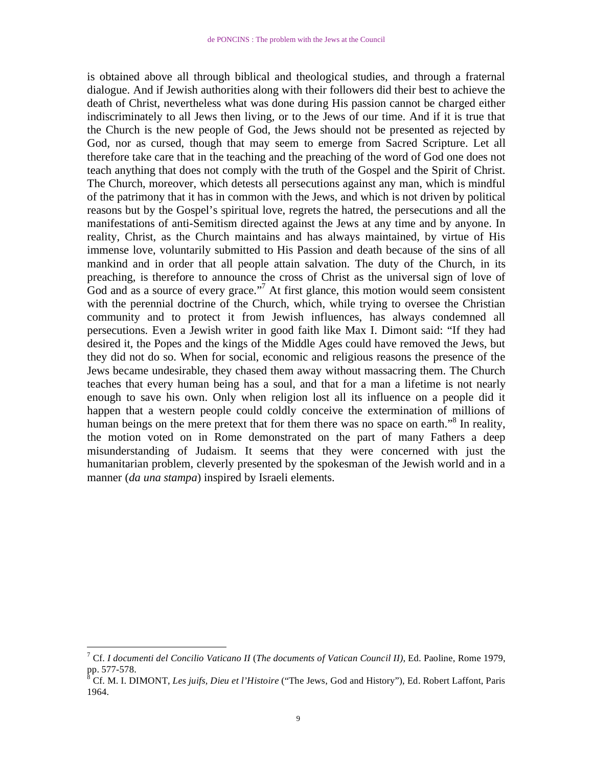is obtained above all through biblical and theological studies, and through a fraternal dialogue. And if Jewish authorities along with their followers did their best to achieve the death of Christ, nevertheless what was done during His passion cannot be charged either indiscriminately to all Jews then living, or to the Jews of our time. And if it is true that the Church is the new people of God, the Jews should not be presented as rejected by God, nor as cursed, though that may seem to emerge from Sacred Scripture. Let all therefore take care that in the teaching and the preaching of the word of God one does not teach anything that does not comply with the truth of the Gospel and the Spirit of Christ. The Church, moreover, which detests all persecutions against any man, which is mindful of the patrimony that it has in common with the Jews, and which is not driven by political reasons but by the Gospel's spiritual love, regrets the hatred, the persecutions and all the manifestations of anti-Semitism directed against the Jews at any time and by anyone. In reality, Christ, as the Church maintains and has always maintained, by virtue of His immense love, voluntarily submitted to His Passion and death because of the sins of all mankind and in order that all people attain salvation. The duty of the Church, in its preaching, is therefore to announce the cross of Christ as the universal sign of love of God and as a source of every grace."[7] At first glance, this motion would seem consistent with the perennial doctrine of the Church, which, while trying to oversee the Christian community and to protect it from Jewish influences, has always condemned all persecutions. Even a Jewish writer in good faith like Max I. Dimont said: "If they had desired it, the Popes and the kings of the Middle Ages could have removed the Jews, but they did not do so. When for social, economic and religious reasons the presence of the Jews became undesirable, they chased them away without massacring them. The Church teaches that every human being has a soul, and that for a man a lifetime is not nearly enough to save his own. Only when religion lost all its influence on a people did it happen that a western people could coldly conceive the extermination of millions of human beings on the mere pretext that for them there was no space on earth."[8] In reality, the motion voted on in Rome demonstrated on the part of many Fathers a deep misunderstanding of Judaism. It seems that they were concerned with just the humanitarian problem, cleverly presented by the spokesman of the Jewish world and in a manner (*da una stampa*) inspired by Israeli elements.

---

[7] Cf. *I documenti del Concilio Vaticano II* (*The documents of Vatican Council II),* Ed. Paoline, Rome 1979, pp. 577-578.

[8] Cf. M. I. DIMONT, *Les juifs, Dieu et l'Histoire* ("The Jews, God and History"), Ed. Robert Laffont, Paris 1964.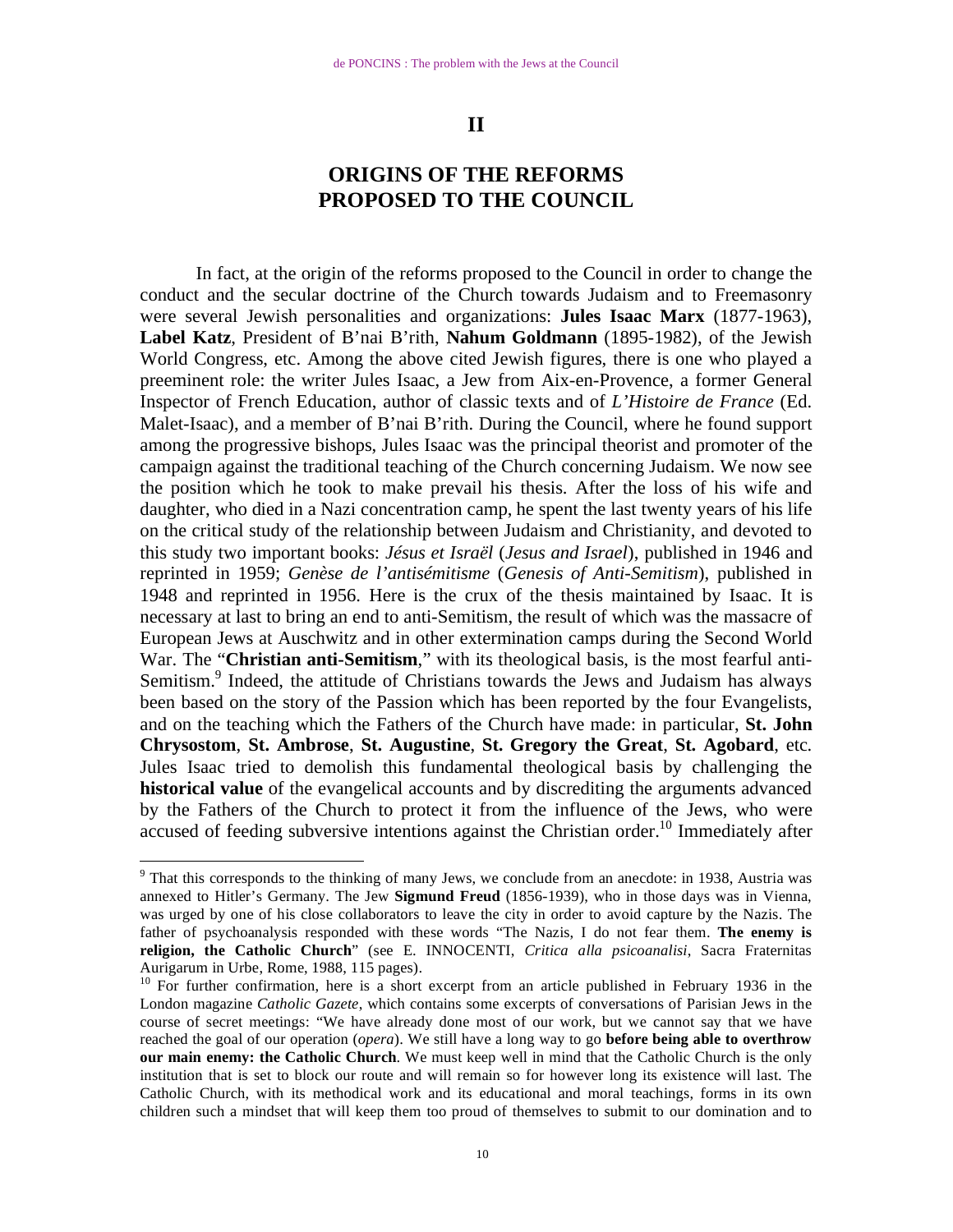## II

## ORIGINS OF THE REFORMS PROPOSED TO THE COUNCIL

In fact, at the origin of the reforms proposed to the Council in order to change the conduct and the secular doctrine of the Church towards Judaism and to Freemasonry were several Jewish personalities and organizations: **Jules Isaac Marx** (1877-1963), **Label Katz**, President of B'nai B'rith, **Nahum Goldmann** (1895-1982), of the Jewish World Congress, etc. Among the above cited Jewish figures, there is one who played a preeminent role: the writer Jules Isaac, a Jew from Aix-en-Provence, a former General Inspector of French Education, author of classic texts and of *L'Histoire de France* (Ed. Malet-Isaac), and a member of B'nai B'rith. During the Council, where he found support among the progressive bishops, Jules Isaac was the principal theorist and promoter of the campaign against the traditional teaching of the Church concerning Judaism. We now see the position which he took to make prevail his thesis. After the loss of his wife and daughter, who died in a Nazi concentration camp, he spent the last twenty years of his life on the critical study of the relationship between Judaism and Christianity, and devoted to this study two important books: *Jésus et Israël* (*Jesus and Israel*), published in 1946 and reprinted in 1959; *Genèse de l'antisémitisme* (*Genesis of Anti-Semitism*), published in 1948 and reprinted in 1956. Here is the crux of the thesis maintained by Isaac. It is necessary at last to bring an end to anti-Semitism, the result of which was the massacre of European Jews at Auschwitz and in other extermination camps during the Second World War. The "**Christian anti-Semitism**," with its theological basis, is the most fearful anti-Semitism.[9] Indeed, the attitude of Christians towards the Jews and Judaism has always been based on the story of the Passion which has been reported by the four Evangelists, and on the teaching which the Fathers of the Church have made: in particular, **St. John Chrysostom**, **St. Ambrose**, **St. Augustine**, **St. Gregory the Great**, **St. Agobard**, etc. Jules Isaac tried to demolish this fundamental theological basis by challenging the **historical value** of the evangelical accounts and by discrediting the arguments advanced by the Fathers of the Church to protect it from the influence of the Jews, who were accused of feeding subversive intentions against the Christian order.[10] Immediately after

---

[9] That this corresponds to the thinking of many Jews, we conclude from an anecdote: in 1938, Austria was annexed to Hitler's Germany. The Jew **Sigmund Freud** (1856-1939), who in those days was in Vienna, was urged by one of his close collaborators to leave the city in order to avoid capture by the Nazis. The father of psychoanalysis responded with these words "The Nazis, I do not fear them. **The enemy is religion, the Catholic Church**" (see E. INNOCENTI, *Critica alla psicoanalisi*, Sacra Fraternitas Aurigarum in Urbe, Rome, 1988, 115 pages).

[10] For further confirmation, here is a short excerpt from an article published in February 1936 in the London magazine *Catholic Gazete*, which contains some excerpts of conversations of Parisian Jews in the course of secret meetings: "We have already done most of our work, but we cannot say that we have reached the goal of our operation (*opera*). We still have a long way to go **before being able to overthrow our main enemy: the Catholic Church**. We must keep well in mind that the Catholic Church is the only institution that is set to block our route and will remain so for however long its existence will last. The Catholic Church, with its methodical work and its educational and moral teachings, forms in its own children such a mindset that will keep them too proud of themselves to submit to our domination and to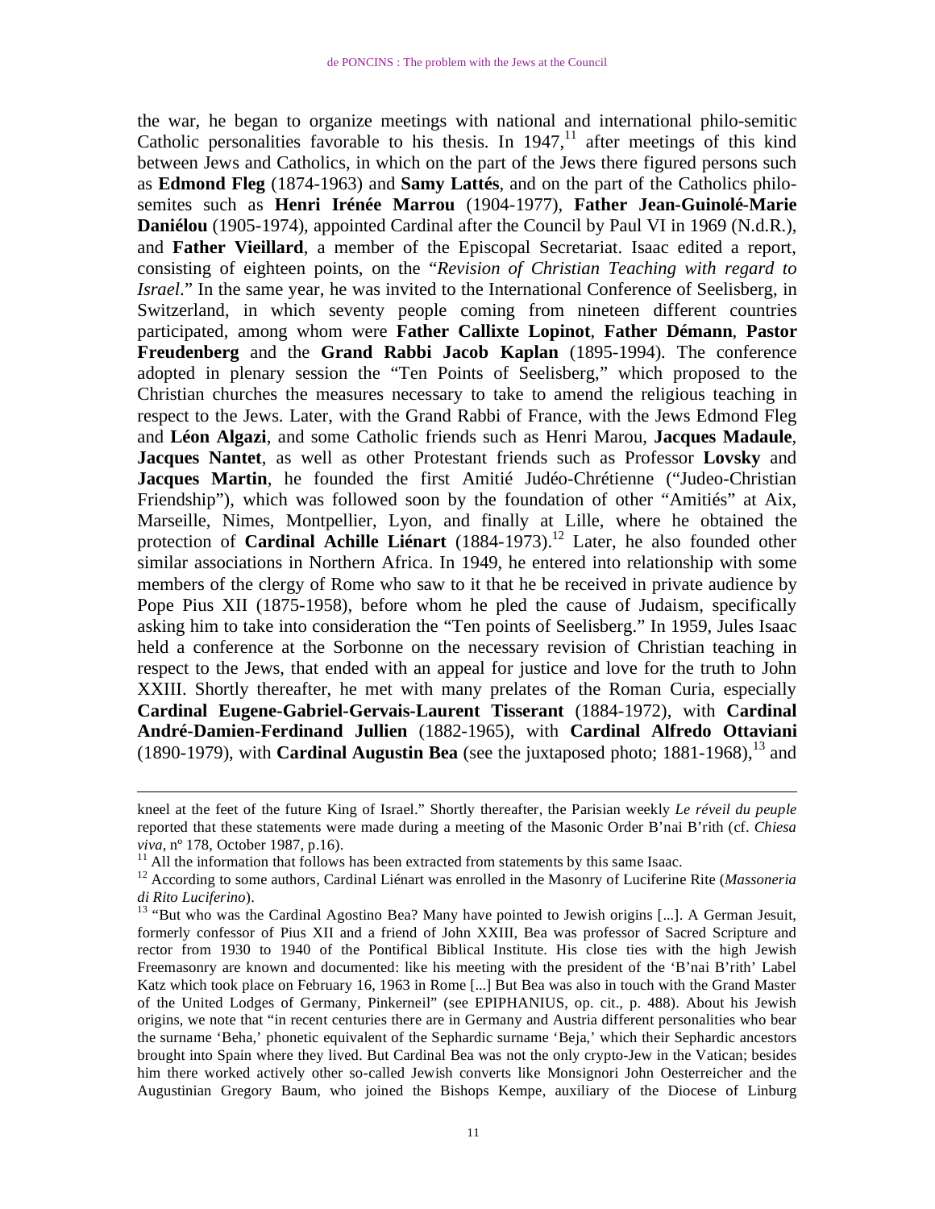the war, he began to organize meetings with national and international philo-semitic Catholic personalities favorable to his thesis. In 1947,[11] after meetings of this kind between Jews and Catholics, in which on the part of the Jews there figured persons such as **Edmond Fleg** (1874-1963) and **Samy Lattés**, and on the part of the Catholics philo-semites such as **Henri Irénée Marrou** (1904-1977), **Father Jean-Guinolé-Marie Daniélou** (1905-1974), appointed Cardinal after the Council by Paul VI in 1969 (N.d.R.), and **Father Vieillard**, a member of the Episcopal Secretariat. Isaac edited a report, consisting of eighteen points, on the "*Revision of Christian Teaching with regard to Israel*." In the same year, he was invited to the International Conference of Seelisberg, in Switzerland, in which seventy people coming from nineteen different countries participated, among whom were **Father Callixte Lopinot**, **Father Démann**, **Pastor Freudenberg** and the **Grand Rabbi Jacob Kaplan** (1895-1994). The conference adopted in plenary session the "Ten Points of Seelisberg," which proposed to the Christian churches the measures necessary to take to amend the religious teaching in respect to the Jews. Later, with the Grand Rabbi of France, with the Jews Edmond Fleg and **Léon Algazi**, and some Catholic friends such as Henri Marou, **Jacques Madaule**, **Jacques Nantet**, as well as other Protestant friends such as Professor **Lovsky** and **Jacques Martin**, he founded the first Amitié Judéo-Chrétienne ("Judeo-Christian Friendship"), which was followed soon by the foundation of other "Amitiés" at Aix, Marseille, Nimes, Montpellier, Lyon, and finally at Lille, where he obtained the protection of **Cardinal Achille Liénart** (1884-1973).[12] Later, he also founded other similar associations in Northern Africa. In 1949, he entered into relationship with some members of the clergy of Rome who saw to it that he be received in private audience by Pope Pius XII (1875-1958), before whom he pled the cause of Judaism, specifically asking him to take into consideration the "Ten points of Seelisberg." In 1959, Jules Isaac held a conference at the Sorbonne on the necessary revision of Christian teaching in respect to the Jews, that ended with an appeal for justice and love for the truth to John XXIII. Shortly thereafter, he met with many prelates of the Roman Curia, especially **Cardinal Eugene-Gabriel-Gervais-Laurent Tisserant** (1884-1972), with **Cardinal André-Damien-Ferdinand Jullien** (1882-1965), with **Cardinal Alfredo Ottaviani** (1890-1979), with **Cardinal Augustin Bea** (see the juxtaposed photo; 1881-1968),[13] and

---

kneel at the feet of the future King of Israel." Shortly thereafter, the Parisian weekly *Le réveil du peuple* reported that these statements were made during a meeting of the Masonic Order B'nai B'rith (cf. *Chiesa viva*, nº 178, October 1987, p.16).

[11] All the information that follows has been extracted from statements by this same Isaac.

[12] According to some authors, Cardinal Liénart was enrolled in the Masonry of Luciferine Rite (*Massoneria di Rito Luciferino*).

[13] "But who was the Cardinal Agostino Bea? Many have pointed to Jewish origins [...]. A German Jesuit, formerly confessor of Pius XII and a friend of John XXIII, Bea was professor of Sacred Scripture and rector from 1930 to 1940 of the Pontifical Biblical Institute. His close ties with the high Jewish Freemasonry are known and documented: like his meeting with the president of the 'B'nai B'rith' Label Katz which took place on February 16, 1963 in Rome [...] But Bea was also in touch with the Grand Master of the United Lodges of Germany, Pinkerneil" (see EPIPHANIUS, op. cit., p. 488). About his Jewish origins, we note that "in recent centuries there are in Germany and Austria different personalities who bear the surname 'Beha,' phonetic equivalent of the Sephardic surname 'Beja,' which their Sephardic ancestors brought into Spain where they lived. But Cardinal Bea was not the only crypto-Jew in the Vatican; besides him there worked actively other so-called Jewish converts like Monsignori John Oesterreicher and the Augustinian Gregory Baum, who joined the Bishops Kempe, auxiliary of the Diocese of Linburg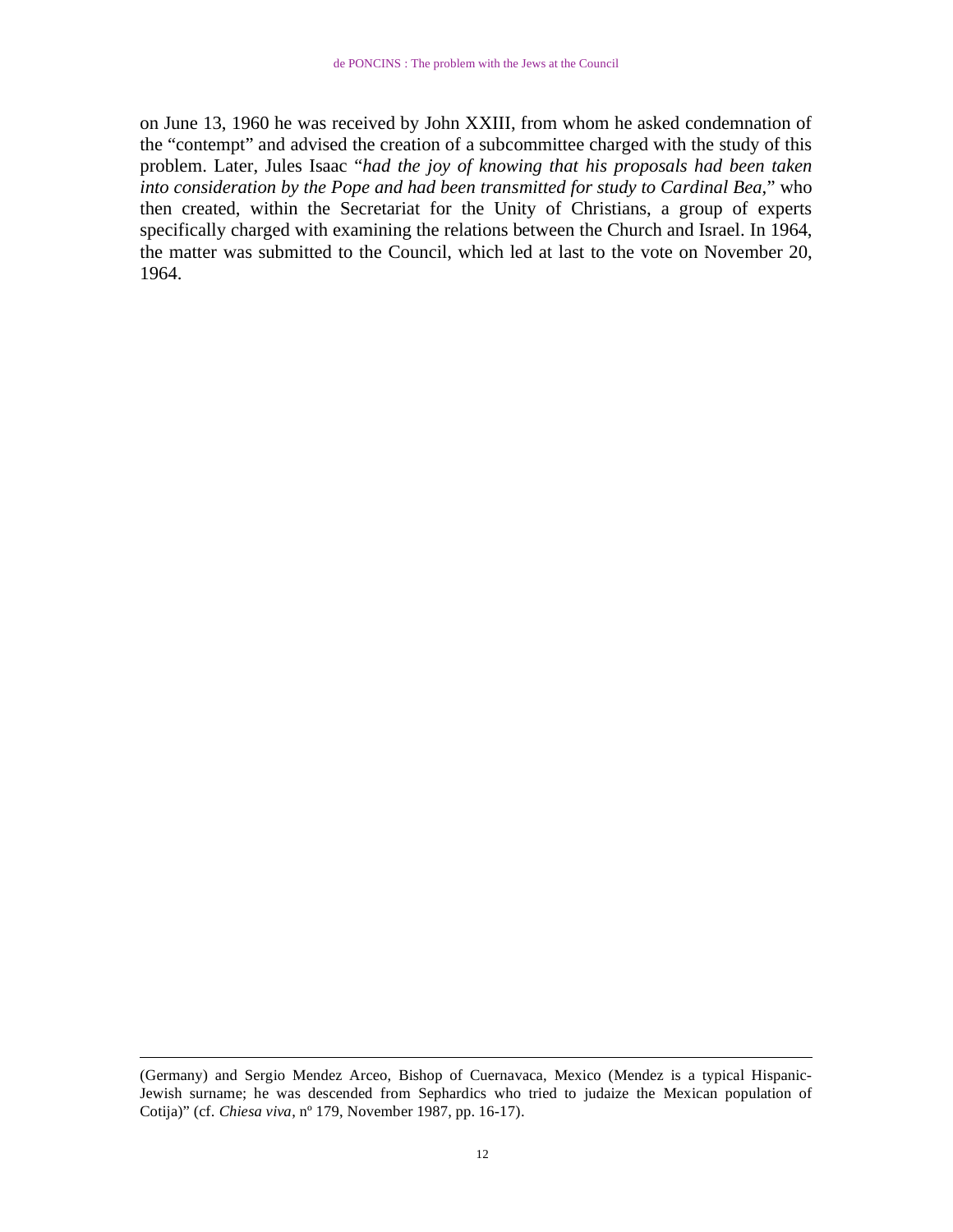on June 13, 1960 he was received by John XXIII, from whom he asked condemnation of the "contempt" and advised the creation of a subcommittee charged with the study of this problem. Later, Jules Isaac "*had the joy of knowing that his proposals had been taken into consideration by the Pope and had been transmitted for study to Cardinal Bea*," who then created, within the Secretariat for the Unity of Christians, a group of experts specifically charged with examining the relations between the Church and Israel. In 1964, the matter was submitted to the Council, which led at last to the vote on November 20, 1964.

---

(Germany) and Sergio Mendez Arceo, Bishop of Cuernavaca, Mexico (Mendez is a typical Hispanic-Jewish surname; he was descended from Sephardics who tried to judaize the Mexican population of Cotija)" (cf. *Chiesa viva*, nº 179, November 1987, pp. 16-17).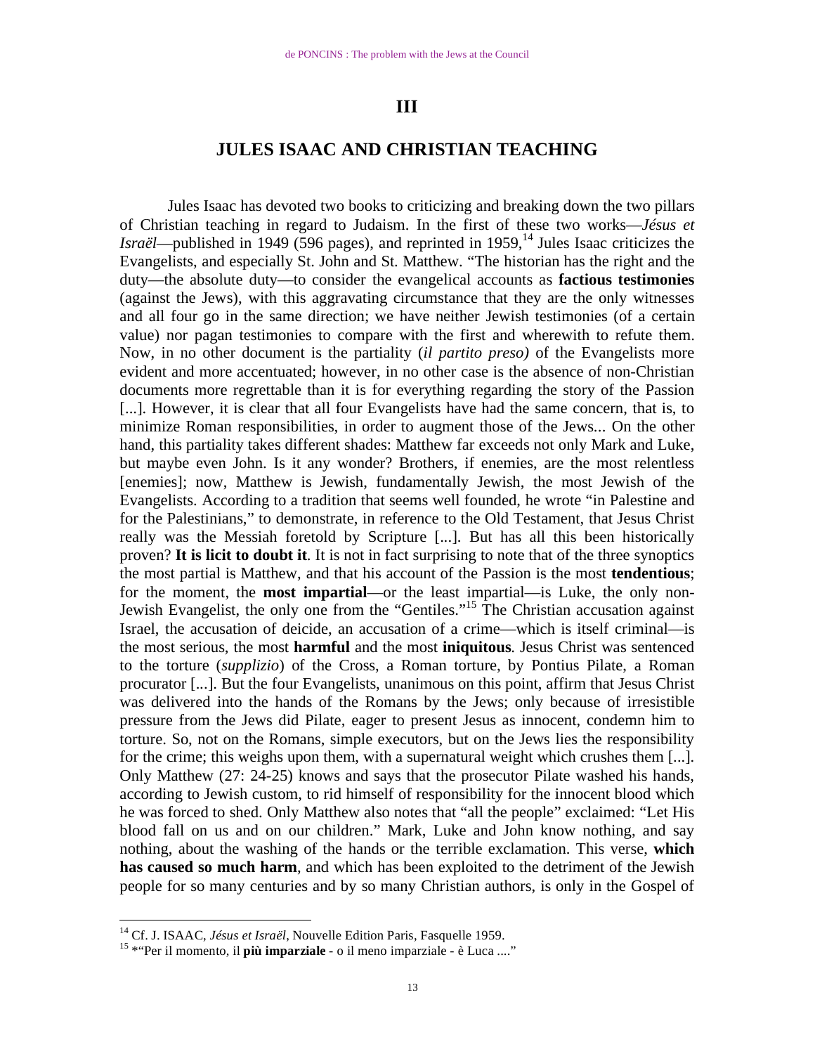# III

## JULES ISAAC AND CHRISTIAN TEACHING

Jules Isaac has devoted two books to criticizing and breaking down the two pillars of Christian teaching in regard to Judaism. In the first of these two works—*Jésus et Israël*—published in 1949 (596 pages), and reprinted in 1959,[14] Jules Isaac criticizes the Evangelists, and especially St. John and St. Matthew. "The historian has the right and the duty—the absolute duty—to consider the evangelical accounts as **factious testimonies** (against the Jews), with this aggravating circumstance that they are the only witnesses and all four go in the same direction; we have neither Jewish testimonies (of a certain value) nor pagan testimonies to compare with the first and wherewith to refute them. Now, in no other document is the partiality (*il partito preso)* of the Evangelists more evident and more accentuated; however, in no other case is the absence of non-Christian documents more regrettable than it is for everything regarding the story of the Passion [...]. However, it is clear that all four Evangelists have had the same concern, that is, to minimize Roman responsibilities, in order to augment those of the Jews... On the other hand, this partiality takes different shades: Matthew far exceeds not only Mark and Luke, but maybe even John. Is it any wonder? Brothers, if enemies, are the most relentless [enemies]; now, Matthew is Jewish, fundamentally Jewish, the most Jewish of the Evangelists. According to a tradition that seems well founded, he wrote "in Palestine and for the Palestinians," to demonstrate, in reference to the Old Testament, that Jesus Christ really was the Messiah foretold by Scripture [...]. But has all this been historically proven? **It is licit to doubt it**. It is not in fact surprising to note that of the three synoptics the most partial is Matthew, and that his account of the Passion is the most **tendentious**; for the moment, the **most impartial**—or the least impartial—is Luke, the only non-Jewish Evangelist, the only one from the "Gentiles."[15] The Christian accusation against Israel, the accusation of deicide, an accusation of a crime—which is itself criminal—is the most serious, the most **harmful** and the most **iniquitous**. Jesus Christ was sentenced to the torture (*supplizio*) of the Cross, a Roman torture, by Pontius Pilate, a Roman procurator [...]. But the four Evangelists, unanimous on this point, affirm that Jesus Christ was delivered into the hands of the Romans by the Jews; only because of irresistible pressure from the Jews did Pilate, eager to present Jesus as innocent, condemn him to torture. So, not on the Romans, simple executors, but on the Jews lies the responsibility for the crime; this weighs upon them, with a supernatural weight which crushes them [...]. Only Matthew (27: 24-25) knows and says that the prosecutor Pilate washed his hands, according to Jewish custom, to rid himself of responsibility for the innocent blood which he was forced to shed. Only Matthew also notes that "all the people" exclaimed: "Let His blood fall on us and on our children." Mark, Luke and John know nothing, and say nothing, about the washing of the hands or the terrible exclamation. This verse, **which has caused so much harm**, and which has been exploited to the detriment of the Jewish people for so many centuries and by so many Christian authors, is only in the Gospel of

---

[14] Cf. J. ISAAC, *Jésus et Israël*, Nouvelle Edition Paris, Fasquelle 1959.

[15] *"Per il momento, il **più imparziale** - o il meno imparziale - è Luca ...."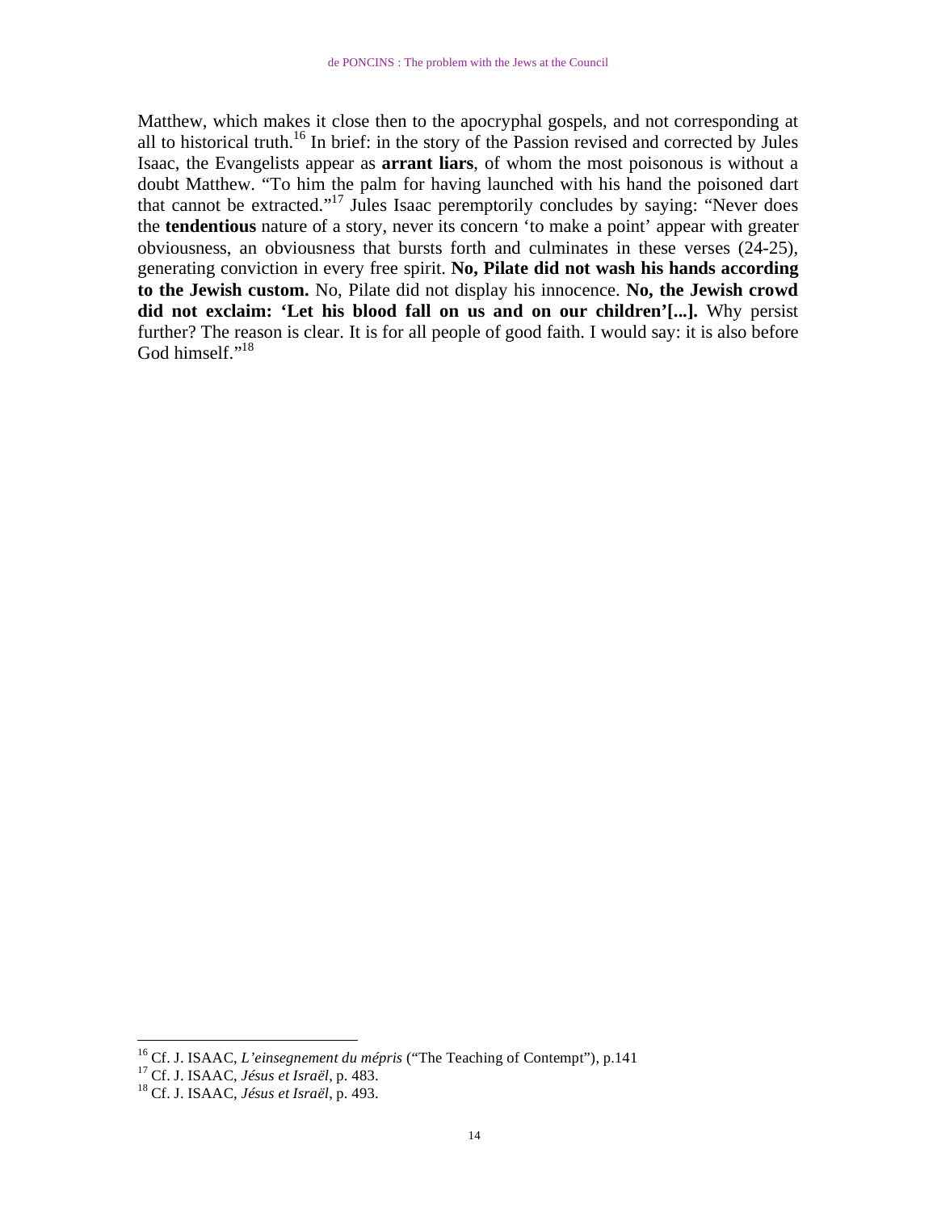Matthew, which makes it close then to the apocryphal gospels, and not corresponding at all to historical truth.[16] In brief: in the story of the Passion revised and corrected by Jules Isaac, the Evangelists appear as **arrant liars**, of whom the most poisonous is without a doubt Matthew. "To him the palm for having launched with his hand the poisoned dart that cannot be extracted."[17] Jules Isaac peremptorily concludes by saying: "Never does the **tendentious** nature of a story, never its concern 'to make a point' appear with greater obviousness, an obviousness that bursts forth and culminates in these verses (24-25), generating conviction in every free spirit. **No, Pilate did not wash his hands according to the Jewish custom.** No, Pilate did not display his innocence. **No, the Jewish crowd did not exclaim: 'Let his blood fall on us and on our children'[...].** Why persist further? The reason is clear. It is for all people of good faith. I would say: it is also before God himself."[18]

---

[16] Cf. J. ISAAC, *L'einsegnement du mépris* ("The Teaching of Contempt"), p.141

[17] Cf. J. ISAAC, *Jésus et Israël*, p. 483.

[18] Cf. J. ISAAC, *Jésus et Israël*, p. 493.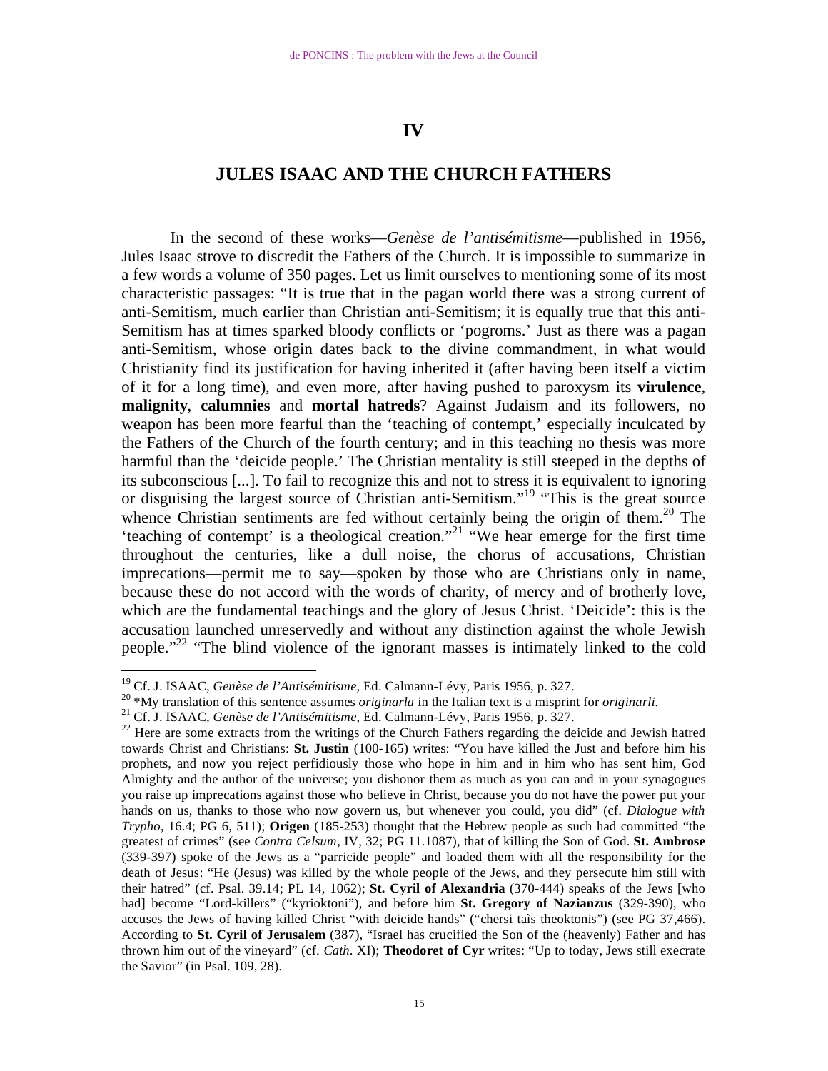## IV

## JULES ISAAC AND THE CHURCH FATHERS

In the second of these works—*Genèse de l'antisémitisme*—published in 1956, Jules Isaac strove to discredit the Fathers of the Church. It is impossible to summarize in a few words a volume of 350 pages. Let us limit ourselves to mentioning some of its most characteristic passages: "It is true that in the pagan world there was a strong current of anti-Semitism, much earlier than Christian anti-Semitism; it is equally true that this anti-Semitism has at times sparked bloody conflicts or 'pogroms.' Just as there was a pagan anti-Semitism, whose origin dates back to the divine commandment, in what would Christianity find its justification for having inherited it (after having been itself a victim of it for a long time), and even more, after having pushed to paroxysm its **virulence**, **malignity**, **calumnies** and **mortal hatreds**? Against Judaism and its followers, no weapon has been more fearful than the 'teaching of contempt,' especially inculcated by the Fathers of the Church of the fourth century; and in this teaching no thesis was more harmful than the 'deicide people.' The Christian mentality is still steeped in the depths of its subconscious [...]. To fail to recognize this and not to stress it is equivalent to ignoring or disguising the largest source of Christian anti-Semitism."[19] "This is the great source whence Christian sentiments are fed without certainly being the origin of them.[20] The 'teaching of contempt' is a theological creation."[21] "We hear emerge for the first time throughout the centuries, like a dull noise, the chorus of accusations, Christian imprecations—permit me to say—spoken by those who are Christians only in name, because these do not accord with the words of charity, of mercy and of brotherly love, which are the fundamental teachings and the glory of Jesus Christ. 'Deicide': this is the accusation launched unreservedly and without any distinction against the whole Jewish people."[22] "The blind violence of the ignorant masses is intimately linked to the cold

---

[19] Cf. J. ISAAC, *Genèse de l'Antisémitisme*, Ed. Calmann-Lévy, Paris 1956, p. 327.

[20] *My translation of this sentence assumes *originarla* in the Italian text is a misprint for *originarli.*

[21] Cf. J. ISAAC, *Genèse de l'Antisémitisme*, Ed. Calmann-Lévy, Paris 1956, p. 327.

[22] Here are some extracts from the writings of the Church Fathers regarding the deicide and Jewish hatred towards Christ and Christians: **St. Justin** (100-165) writes: "You have killed the Just and before him his prophets, and now you reject perfidiously those who hope in him and in him who has sent him, God Almighty and the author of the universe; you dishonor them as much as you can and in your synagogues you raise up imprecations against those who believe in Christ, because you do not have the power put your hands on us, thanks to those who now govern us, but whenever you could, you did" (cf. *Dialogue with Trypho*, 16.4; PG 6, 511); **Origen** (185-253) thought that the Hebrew people as such had committed "the greatest of crimes" (see *Contra Celsum*, IV, 32; PG 11.1087), that of killing the Son of God. **St. Ambrose** (339-397) spoke of the Jews as a "parricide people" and loaded them with all the responsibility for the death of Jesus: "He (Jesus) was killed by the whole people of the Jews, and they persecute him still with their hatred" (cf. Psal. 39.14; PL 14, 1062); **St. Cyril of Alexandria** (370-444) speaks of the Jews [who had] become "Lord-killers" ("kyrioktoni"), and before him **St. Gregory of Nazianzus** (329-390), who accuses the Jews of having killed Christ "with deicide hands" ("chersi taìs theoktonis") (see PG 37,466). According to **St. Cyril of Jerusalem** (387), "Israel has crucified the Son of the (heavenly) Father and has thrown him out of the vineyard" (cf. *Cath*. XI); **Theodoret of Cyr** writes: "Up to today, Jews still execrate the Savior" (in Psal. 109, 28).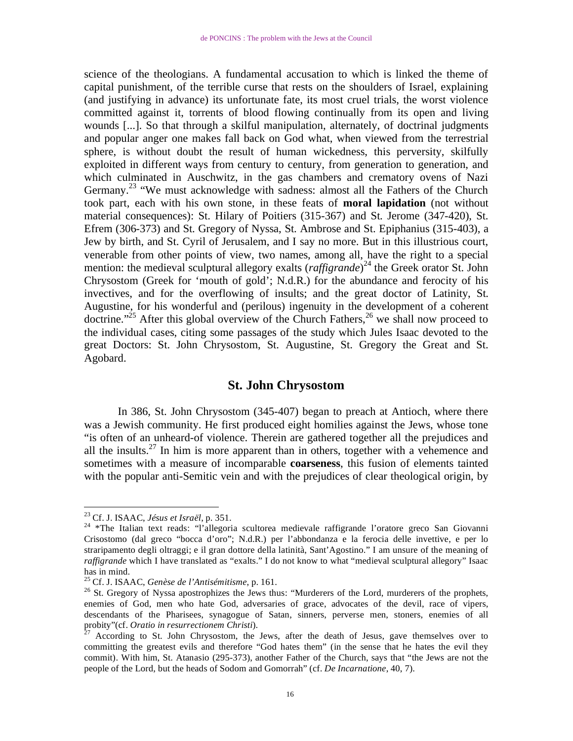science of the theologians. A fundamental accusation to which is linked the theme of capital punishment, of the terrible curse that rests on the shoulders of Israel, explaining (and justifying in advance) its unfortunate fate, its most cruel trials, the worst violence committed against it, torrents of blood flowing continually from its open and living wounds [...]. So that through a skilful manipulation, alternately, of doctrinal judgments and popular anger one makes fall back on God what, when viewed from the terrestrial sphere, is without doubt the result of human wickedness, this perversity, skilfully exploited in different ways from century to century, from generation to generation, and which culminated in Auschwitz, in the gas chambers and crematory ovens of Nazi Germany.[23] "We must acknowledge with sadness: almost all the Fathers of the Church took part, each with his own stone, in these feats of **moral lapidation** (not without material consequences): St. Hilary of Poitiers (315-367) and St. Jerome (347-420), St. Efrem (306-373) and St. Gregory of Nyssa, St. Ambrose and St. Epiphanius (315-403), a Jew by birth, and St. Cyril of Jerusalem, and I say no more. But in this illustrious court, venerable from other points of view, two names, among all, have the right to a special mention: the medieval sculptural allegory exalts (*raffigrande*)[24] the Greek orator St. John Chrysostom (Greek for 'mouth of gold'; N.d.R.) for the abundance and ferocity of his invectives, and for the overflowing of insults; and the great doctor of Latinity, St. Augustine, for his wonderful and (perilous) ingenuity in the development of a coherent doctrine."[25] After this global overview of the Church Fathers,[26] we shall now proceed to the individual cases, citing some passages of the study which Jules Isaac devoted to the great Doctors: St. John Chrysostom, St. Augustine, St. Gregory the Great and St. Agobard.

## St. John Chrysostom

In 386, St. John Chrysostom (345-407) began to preach at Antioch, where there was a Jewish community. He first produced eight homilies against the Jews, whose tone "is often of an unheard-of violence. Therein are gathered together all the prejudices and all the insults.[27] In him is more apparent than in others, together with a vehemence and sometimes with a measure of incomparable **coarseness**, this fusion of elements tainted with the popular anti-Semitic vein and with the prejudices of clear theological origin, by

---

[23] Cf. J. ISAAC, *Jésus et Israël*, p. 351.

[24] *The Italian text reads: "l'allegoria scultorea medievale raffigrande l'oratore greco San Giovanni Crisostomo (dal greco "bocca d'oro"; N.d.R.) per l'abbondanza e la ferocia delle invettive, e per lo straripamento degli oltraggi; e il gran dottore della latinità, Sant'Agostino." I am unsure of the meaning of *raffigrande* which I have translated as "exalts." I do not know to what "medieval sculptural allegory" Isaac has in mind.

[25] Cf. J. ISAAC, *Genèse de l'Antisémitisme*, p. 161.

[26] St. Gregory of Nyssa apostrophizes the Jews thus: "Murderers of the Lord, murderers of the prophets, enemies of God, men who hate God, adversaries of grace, advocates of the devil, race of vipers, descendants of the Pharisees, synagogue of Satan, sinners, perverse men, stoners, enemies of all probity"(cf. *Oratio in resurrectionem Christi*).

[27] According to St. John Chrysostom, the Jews, after the death of Jesus, gave themselves over to committing the greatest evils and therefore "God hates them" (in the sense that he hates the evil they commit). With him, St. Atanasio (295-373), another Father of the Church, says that "the Jews are not the people of the Lord, but the heads of Sodom and Gomorrah" (cf. *De Incarnatione*, 40, 7).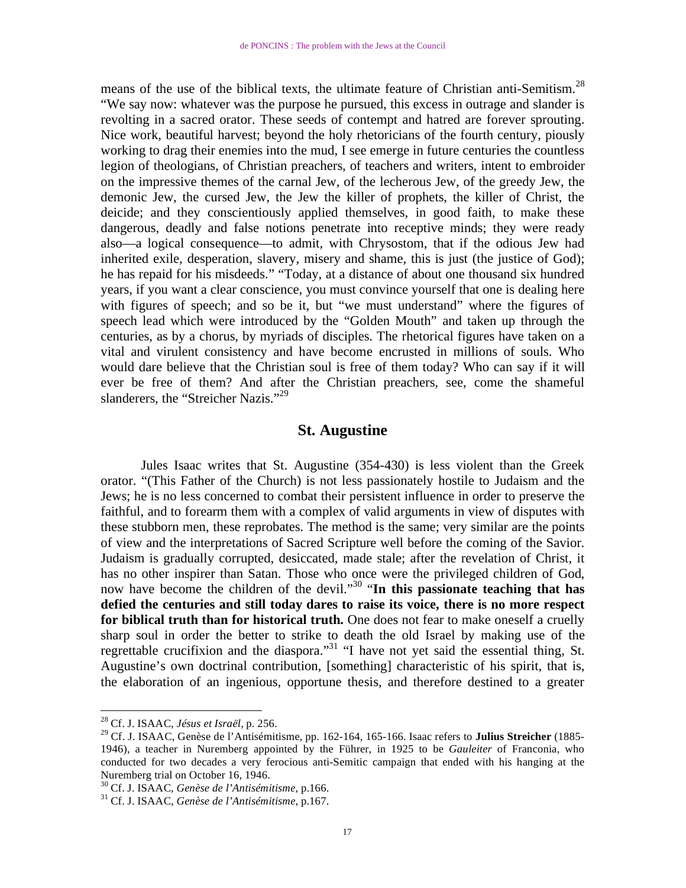means of the use of the biblical texts, the ultimate feature of Christian anti-Semitism.[28] "We say now: whatever was the purpose he pursued, this excess in outrage and slander is revolting in a sacred orator. These seeds of contempt and hatred are forever sprouting. Nice work, beautiful harvest; beyond the holy rhetoricians of the fourth century, piously working to drag their enemies into the mud, I see emerge in future centuries the countless legion of theologians, of Christian preachers, of teachers and writers, intent to embroider on the impressive themes of the carnal Jew, of the lecherous Jew, of the greedy Jew, the demonic Jew, the cursed Jew, the Jew the killer of prophets, the killer of Christ, the deicide; and they conscientiously applied themselves, in good faith, to make these dangerous, deadly and false notions penetrate into receptive minds; they were ready also—a logical consequence—to admit, with Chrysostom, that if the odious Jew had inherited exile, desperation, slavery, misery and shame, this is just (the justice of God); he has repaid for his misdeeds." "Today, at a distance of about one thousand six hundred years, if you want a clear conscience, you must convince yourself that one is dealing here with figures of speech; and so be it, but "we must understand" where the figures of speech lead which were introduced by the "Golden Mouth" and taken up through the centuries, as by a chorus, by myriads of disciples. The rhetorical figures have taken on a vital and virulent consistency and have become encrusted in millions of souls. Who would dare believe that the Christian soul is free of them today? Who can say if it will ever be free of them? And after the Christian preachers, see, come the shameful slanderers, the "Streicher Nazis."[29]

## St. Augustine

Jules Isaac writes that St. Augustine (354-430) is less violent than the Greek orator. "(This Father of the Church) is not less passionately hostile to Judaism and the Jews; he is no less concerned to combat their persistent influence in order to preserve the faithful, and to forearm them with a complex of valid arguments in view of disputes with these stubborn men, these reprobates. The method is the same; very similar are the points of view and the interpretations of Sacred Scripture well before the coming of the Savior. Judaism is gradually corrupted, desiccated, made stale; after the revelation of Christ, it has no other inspirer than Satan. Those who once were the privileged children of God, now have become the children of the devil."[30] "**In this passionate teaching that has defied the centuries and still today dares to raise its voice, there is no more respect for biblical truth than for historical truth.** One does not fear to make oneself a cruelly sharp soul in order the better to strike to death the old Israel by making use of the regrettable crucifixion and the diaspora."[31] "I have not yet said the essential thing, St. Augustine's own doctrinal contribution, [something] characteristic of his spirit, that is, the elaboration of an ingenious, opportune thesis, and therefore destined to a greater

---

[28] Cf. J. ISAAC, *Jésus et Israël*, p. 256.

[29] Cf. J. ISAAC, Genèse de l'Antisémitisme, pp. 162-164, 165-166. Isaac refers to **Julius Streicher** (1885-1946), a teacher in Nuremberg appointed by the Führer, in 1925 to be *Gauleiter* of Franconia, who conducted for two decades a very ferocious anti-Semitic campaign that ended with his hanging at the Nuremberg trial on October 16, 1946.

[30] Cf. J. ISAAC, *Genèse de l'Antisémitisme*, p.166.

[31] Cf. J. ISAAC, *Genèse de l'Antisémitisme*, p.167.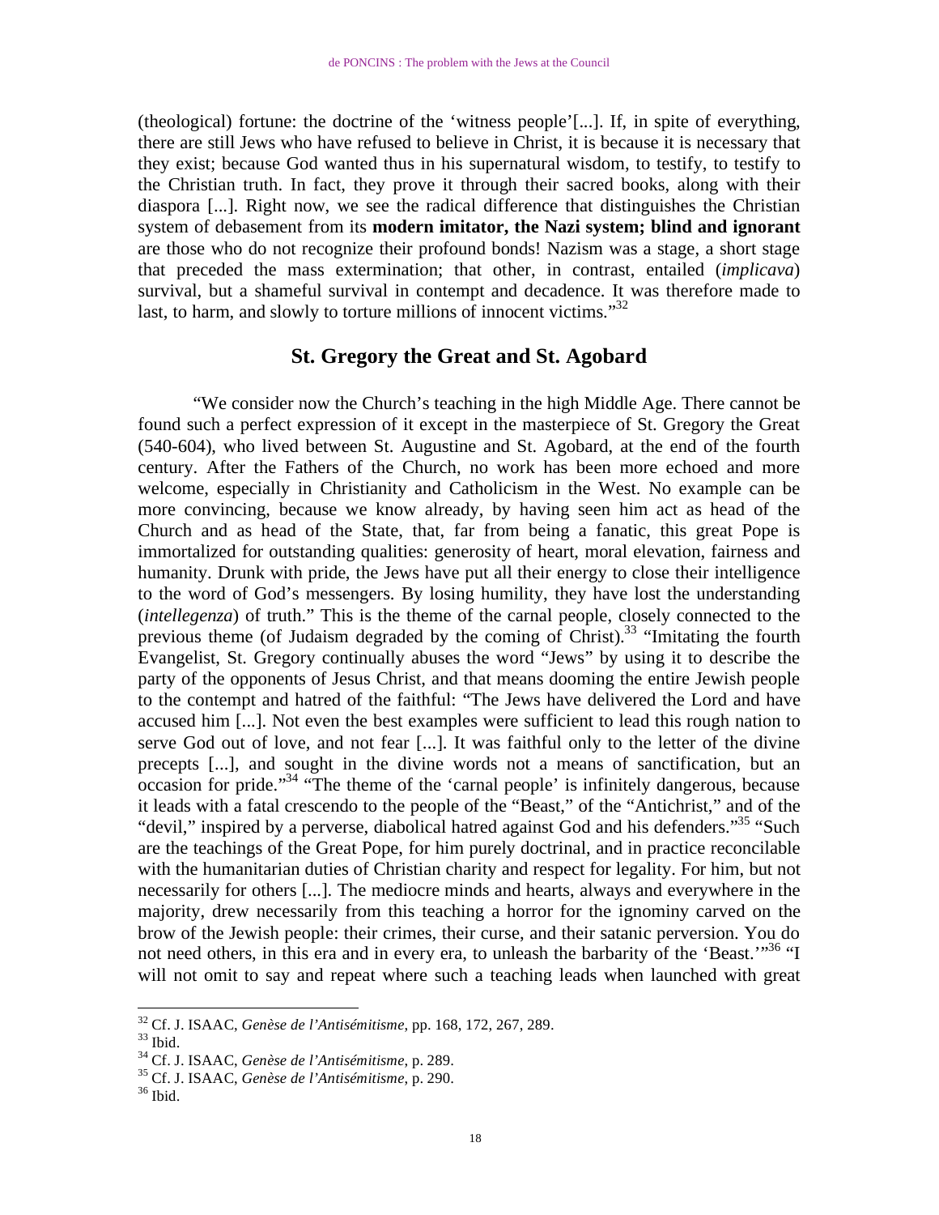(theological) fortune: the doctrine of the 'witness people'[...]. If, in spite of everything, there are still Jews who have refused to believe in Christ, it is because it is necessary that they exist; because God wanted thus in his supernatural wisdom, to testify, to testify to the Christian truth. In fact, they prove it through their sacred books, along with their diaspora [...]. Right now, we see the radical difference that distinguishes the Christian system of debasement from its **modern imitator, the Nazi system; blind and ignorant** are those who do not recognize their profound bonds! Nazism was a stage, a short stage that preceded the mass extermination; that other, in contrast, entailed (*implicava*) survival, but a shameful survival in contempt and decadence. It was therefore made to last, to harm, and slowly to torture millions of innocent victims."[32]

## St. Gregory the Great and St. Agobard

"We consider now the Church's teaching in the high Middle Age. There cannot be found such a perfect expression of it except in the masterpiece of St. Gregory the Great (540-604), who lived between St. Augustine and St. Agobard, at the end of the fourth century. After the Fathers of the Church, no work has been more echoed and more welcome, especially in Christianity and Catholicism in the West. No example can be more convincing, because we know already, by having seen him act as head of the Church and as head of the State, that, far from being a fanatic, this great Pope is immortalized for outstanding qualities: generosity of heart, moral elevation, fairness and humanity. Drunk with pride, the Jews have put all their energy to close their intelligence to the word of God's messengers. By losing humility, they have lost the understanding (*intellegenza*) of truth." This is the theme of the carnal people, closely connected to the previous theme (of Judaism degraded by the coming of Christ).[33] "Imitating the fourth Evangelist, St. Gregory continually abuses the word "Jews" by using it to describe the party of the opponents of Jesus Christ, and that means dooming the entire Jewish people to the contempt and hatred of the faithful: "The Jews have delivered the Lord and have accused him [...]. Not even the best examples were sufficient to lead this rough nation to serve God out of love, and not fear [...]. It was faithful only to the letter of the divine precepts [...], and sought in the divine words not a means of sanctification, but an occasion for pride."[34] "The theme of the 'carnal people' is infinitely dangerous, because it leads with a fatal crescendo to the people of the "Beast," of the "Antichrist," and of the "devil," inspired by a perverse, diabolical hatred against God and his defenders."[35] "Such are the teachings of the Great Pope, for him purely doctrinal, and in practice reconcilable with the humanitarian duties of Christian charity and respect for legality. For him, but not necessarily for others [...]. The mediocre minds and hearts, always and everywhere in the majority, drew necessarily from this teaching a horror for the ignominy carved on the brow of the Jewish people: their crimes, their curse, and their satanic perversion. You do not need others, in this era and in every era, to unleash the barbarity of the 'Beast.'"[36] "I will not omit to say and repeat where such a teaching leads when launched with great

---

[32] Cf. J. ISAAC, *Genèse de l'Antisémitisme*, pp. 168, 172, 267, 289.
[33] Ibid.
[34] Cf. J. ISAAC, *Genèse de l'Antisémitisme*, p. 289.
[35] Cf. J. ISAAC, *Genèse de l'Antisémitisme*, p. 290.
[36] Ibid.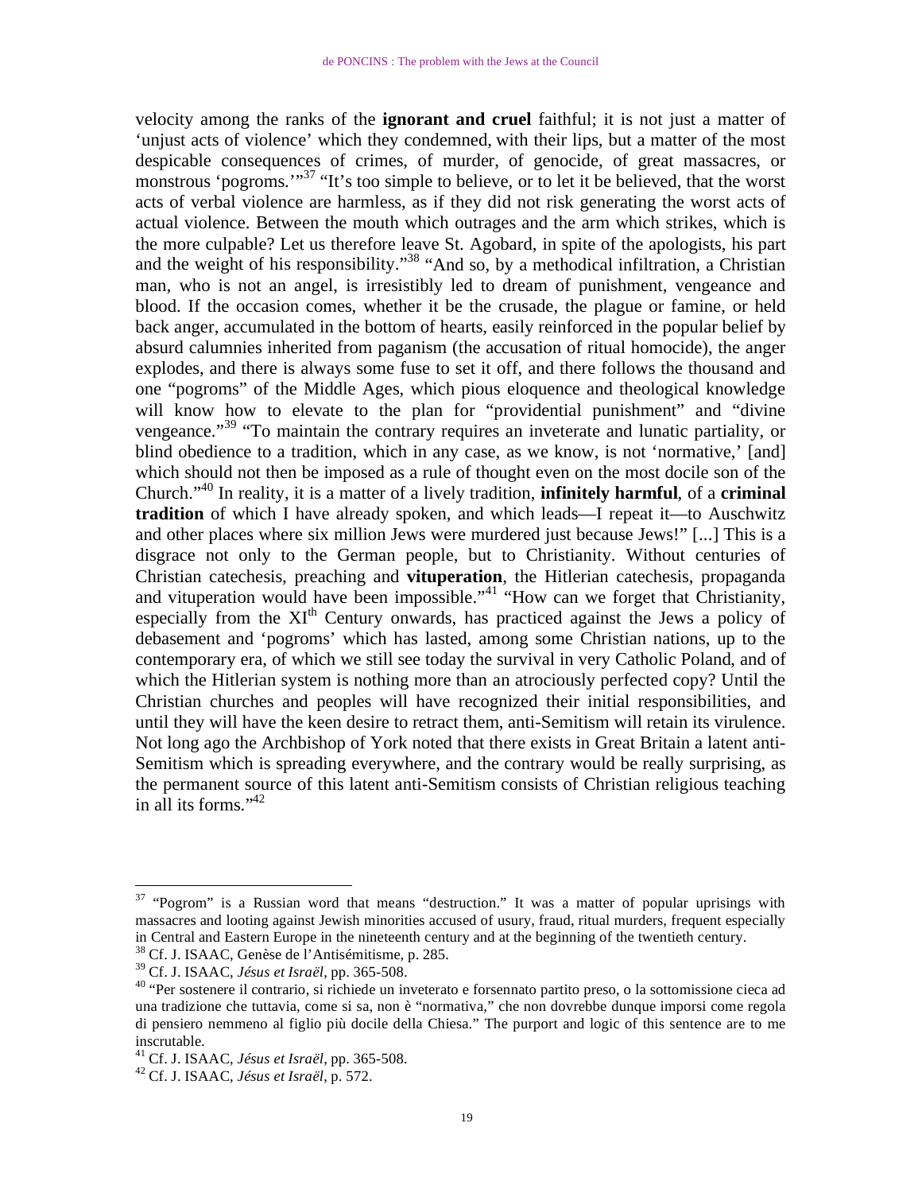velocity among the ranks of the **ignorant and cruel** faithful; it is not just a matter of 'unjust acts of violence' which they condemned, with their lips, but a matter of the most despicable consequences of crimes, of murder, of genocide, of great massacres, or monstrous 'pogroms.'"[37] "It's too simple to believe, or to let it be believed, that the worst acts of verbal violence are harmless, as if they did not risk generating the worst acts of actual violence. Between the mouth which outrages and the arm which strikes, which is the more culpable? Let us therefore leave St. Agobard, in spite of the apologists, his part and the weight of his responsibility."[38] "And so, by a methodical infiltration, a Christian man, who is not an angel, is irresistibly led to dream of punishment, vengeance and blood. If the occasion comes, whether it be the crusade, the plague or famine, or held back anger, accumulated in the bottom of hearts, easily reinforced in the popular belief by absurd calumnies inherited from paganism (the accusation of ritual homocide), the anger explodes, and there is always some fuse to set it off, and there follows the thousand and one "pogroms" of the Middle Ages, which pious eloquence and theological knowledge will know how to elevate to the plan for "providential punishment" and "divine vengeance."[39] "To maintain the contrary requires an inveterate and lunatic partiality, or blind obedience to a tradition, which in any case, as we know, is not 'normative,' [and] which should not then be imposed as a rule of thought even on the most docile son of the Church."[40] In reality, it is a matter of a lively tradition, **infinitely harmful**, of a **criminal tradition** of which I have already spoken, and which leads—I repeat it—to Auschwitz and other places where six million Jews were murdered just because Jews!" [...] This is a disgrace not only to the German people, but to Christianity. Without centuries of Christian catechesis, preaching and **vituperation**, the Hitlerian catechesis, propaganda and vituperation would have been impossible."[41] "How can we forget that Christianity, especially from the XI^th Century onwards, has practiced against the Jews a policy of debasement and 'pogroms' which has lasted, among some Christian nations, up to the contemporary era, of which we still see today the survival in very Catholic Poland, and of which the Hitlerian system is nothing more than an atrociously perfected copy? Until the Christian churches and peoples will have recognized their initial responsibilities, and until they will have the keen desire to retract them, anti-Semitism will retain its virulence. Not long ago the Archbishop of York noted that there exists in Great Britain a latent anti-Semitism which is spreading everywhere, and the contrary would be really surprising, as the permanent source of this latent anti-Semitism consists of Christian religious teaching in all its forms."[42]

---

[37] "Pogrom" is a Russian word that means "destruction." It was a matter of popular uprisings with massacres and looting against Jewish minorities accused of usury, fraud, ritual murders, frequent especially in Central and Eastern Europe in the nineteenth century and at the beginning of the twentieth century.

[38] Cf. J. ISAAC, Genèse de l'Antisémitisme, p. 285.

[39] Cf. J. ISAAC, *Jésus et Israël*, pp. 365-508.

[40] "Per sostenere il contrario, si richiede un inveterato e forsennato partito preso, o la sottomissione cieca ad una tradizione che tuttavia, come si sa, non è "normativa," che non dovrebbe dunque imporsi come regola di pensiero nemmeno al figlio più docile della Chiesa." The purport and logic of this sentence are to me inscrutable.

[41] Cf. J. ISAAC, *Jésus et Israël*, pp. 365-508.

[42] Cf. J. ISAAC, *Jésus et Israël*, p. 572.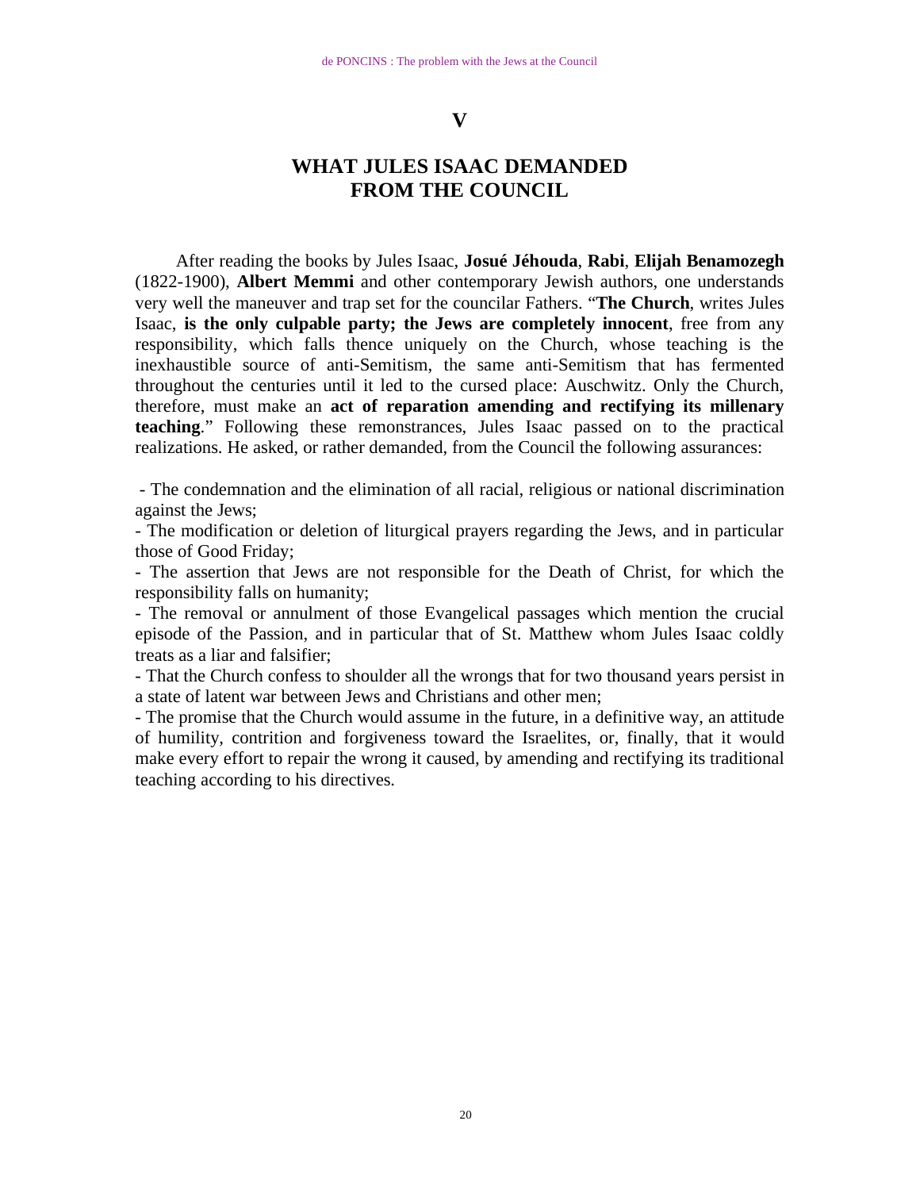# V

## WHAT JULES ISAAC DEMANDED FROM THE COUNCIL

After reading the books by Jules Isaac, **Josué Jéhouda**, **Rabi**, **Elijah Benamozegh** (1822-1900), **Albert Memmi** and other contemporary Jewish authors, one understands very well the maneuver and trap set for the councilar Fathers. "**The Church**, writes Jules Isaac, **is the only culpable party; the Jews are completely innocent**, free from any responsibility, which falls thence uniquely on the Church, whose teaching is the inexhaustible source of anti-Semitism, the same anti-Semitism that has fermented throughout the centuries until it led to the cursed place: Auschwitz. Only the Church, therefore, must make an **act of reparation amending and rectifying its millenary teaching**." Following these remonstrances, Jules Isaac passed on to the practical realizations. He asked, or rather demanded, from the Council the following assurances:

- The condemnation and the elimination of all racial, religious or national discrimination against the Jews;
- The modification or deletion of liturgical prayers regarding the Jews, and in particular those of Good Friday;
- The assertion that Jews are not responsible for the Death of Christ, for which the responsibility falls on humanity;
- The removal or annulment of those Evangelical passages which mention the crucial episode of the Passion, and in particular that of St. Matthew whom Jules Isaac coldly treats as a liar and falsifier;
- That the Church confess to shoulder all the wrongs that for two thousand years persist in a state of latent war between Jews and Christians and other men;
- The promise that the Church would assume in the future, in a definitive way, an attitude of humility, contrition and forgiveness toward the Israelites, or, finally, that it would make every effort to repair the wrong it caused, by amending and rectifying its traditional teaching according to his directives.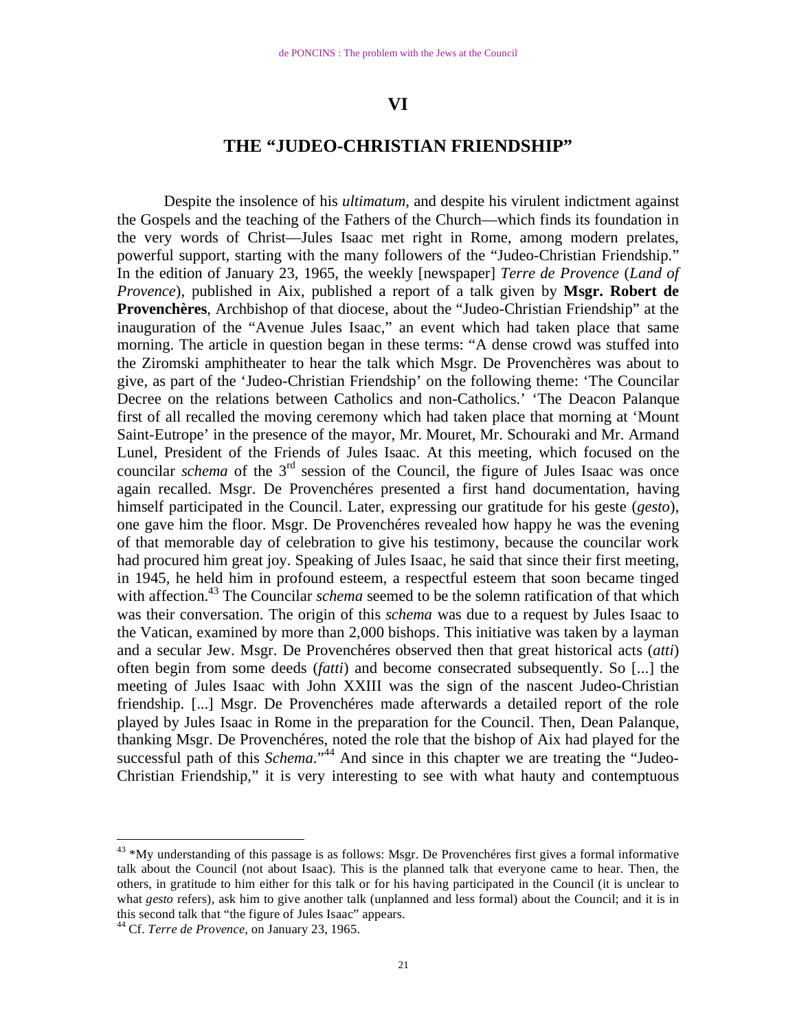# VI

## THE "JUDEO-CHRISTIAN FRIENDSHIP"

Despite the insolence of his *ultimatum*, and despite his virulent indictment against the Gospels and the teaching of the Fathers of the Church—which finds its foundation in the very words of Christ—Jules Isaac met right in Rome, among modern prelates, powerful support, starting with the many followers of the "Judeo-Christian Friendship." In the edition of January 23, 1965, the weekly [newspaper] *Terre de Provence* (*Land of Provence*), published in Aix, published a report of a talk given by **Msgr. Robert de Provenchères**, Archbishop of that diocese, about the "Judeo-Christian Friendship" at the inauguration of the "Avenue Jules Isaac," an event which had taken place that same morning. The article in question began in these terms: "A dense crowd was stuffed into the Ziromski amphitheater to hear the talk which Msgr. De Provenchères was about to give, as part of the 'Judeo-Christian Friendship' on the following theme: 'The Councilar Decree on the relations between Catholics and non-Catholics.' 'The Deacon Palanque first of all recalled the moving ceremony which had taken place that morning at 'Mount Saint-Eutrope' in the presence of the mayor, Mr. Mouret, Mr. Schouraki and Mr. Armand Lunel, President of the Friends of Jules Isaac. At this meeting, which focused on the councilar *schema* of the 3rd session of the Council, the figure of Jules Isaac was once again recalled. Msgr. De Provenchéres presented a first hand documentation, having himself participated in the Council. Later, expressing our gratitude for his geste (*gesto*), one gave him the floor. Msgr. De Provenchéres revealed how happy he was the evening of that memorable day of celebration to give his testimony, because the councilar work had procured him great joy. Speaking of Jules Isaac, he said that since their first meeting, in 1945, he held him in profound esteem, a respectful esteem that soon became tinged with affection.[43] The Councilar *schema* seemed to be the solemn ratification of that which was their conversation. The origin of this *schema* was due to a request by Jules Isaac to the Vatican, examined by more than 2,000 bishops. This initiative was taken by a layman and a secular Jew. Msgr. De Provenchéres observed then that great historical acts (*atti*) often begin from some deeds (*fatti*) and become consecrated subsequently. So [...] the meeting of Jules Isaac with John XXIII was the sign of the nascent Judeo-Christian friendship. [...] Msgr. De Provenchéres made afterwards a detailed report of the role played by Jules Isaac in Rome in the preparation for the Council. Then, Dean Palanque, thanking Msgr. De Provenchéres, noted the role that the bishop of Aix had played for the successful path of this *Schema*."[44] And since in this chapter we are treating the "Judeo-Christian Friendship," it is very interesting to see with what hauty and contemptuous

---

[43] *My understanding of this passage is as follows: Msgr. De Provenchéres first gives a formal informative talk about the Council (not about Isaac). This is the planned talk that everyone came to hear. Then, the others, in gratitude to him either for this talk or for his having participated in the Council (it is unclear to what *gesto* refers), ask him to give another talk (unplanned and less formal) about the Council; and it is in this second talk that "the figure of Jules Isaac" appears.

[44] Cf. *Terre de Provence*, on January 23, 1965.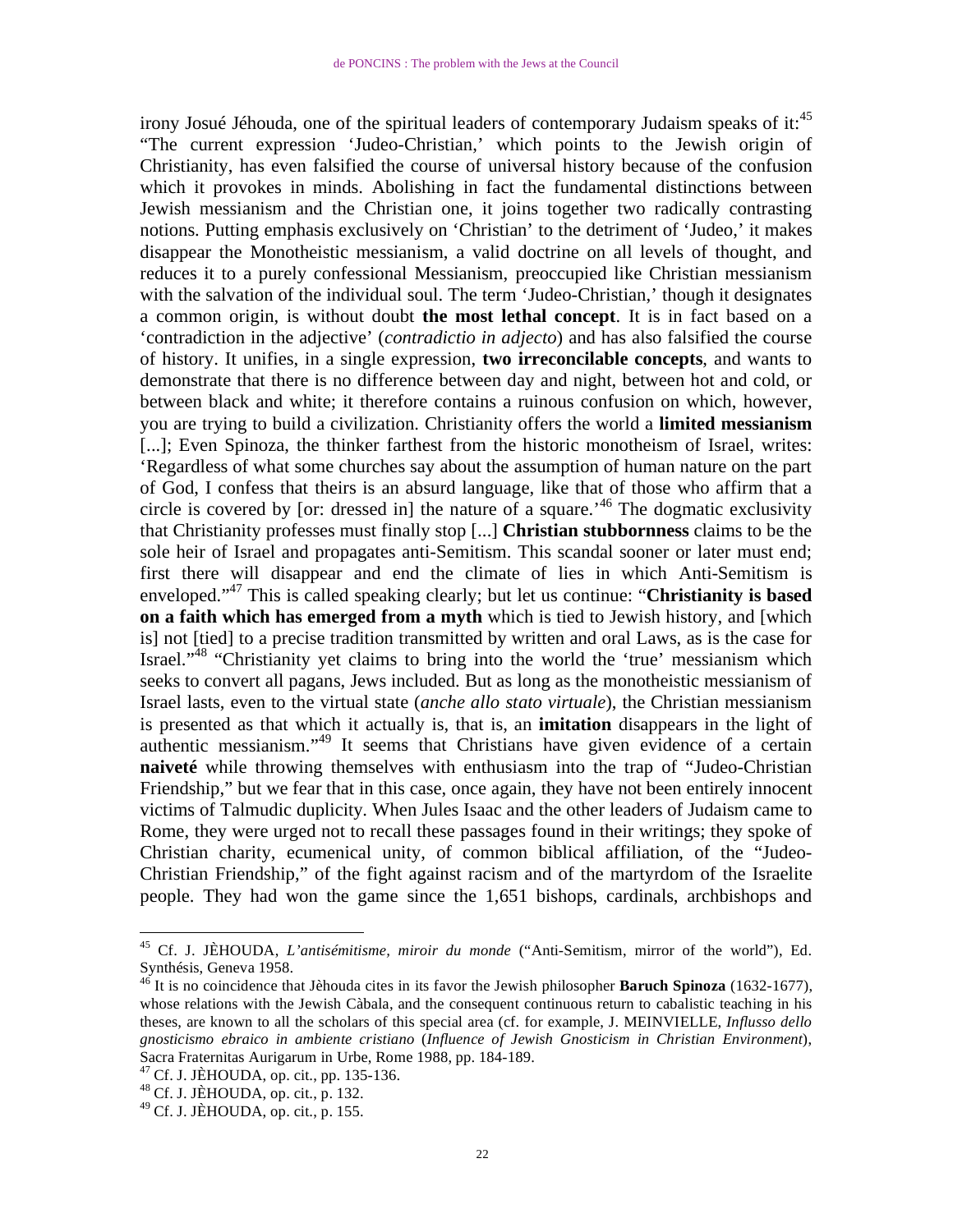irony Josué Jéhouda, one of the spiritual leaders of contemporary Judaism speaks of it:[45] "The current expression 'Judeo-Christian,' which points to the Jewish origin of Christianity, has even falsified the course of universal history because of the confusion which it provokes in minds. Abolishing in fact the fundamental distinctions between Jewish messianism and the Christian one, it joins together two radically contrasting notions. Putting emphasis exclusively on 'Christian' to the detriment of 'Judeo,' it makes disappear the Monotheistic messianism, a valid doctrine on all levels of thought, and reduces it to a purely confessional Messianism, preoccupied like Christian messianism with the salvation of the individual soul. The term 'Judeo-Christian,' though it designates a common origin, is without doubt **the most lethal concept**. It is in fact based on a 'contradiction in the adjective' (*contradictio in adjecto*) and has also falsified the course of history. It unifies, in a single expression, **two irreconcilable concepts**, and wants to demonstrate that there is no difference between day and night, between hot and cold, or between black and white; it therefore contains a ruinous confusion on which, however, you are trying to build a civilization. Christianity offers the world a **limited messianism** [...]; Even Spinoza, the thinker farthest from the historic monotheism of Israel, writes: 'Regardless of what some churches say about the assumption of human nature on the part of God, I confess that theirs is an absurd language, like that of those who affirm that a circle is covered by [or: dressed in] the nature of a square.'[46] The dogmatic exclusivity that Christianity professes must finally stop [...] **Christian stubbornness** claims to be the sole heir of Israel and propagates anti-Semitism. This scandal sooner or later must end; first there will disappear and end the climate of lies in which Anti-Semitism is enveloped."[47] This is called speaking clearly; but let us continue: "**Christianity is based on a faith which has emerged from a myth** which is tied to Jewish history, and [which is] not [tied] to a precise tradition transmitted by written and oral Laws, as is the case for Israel."[48] "Christianity yet claims to bring into the world the 'true' messianism which seeks to convert all pagans, Jews included. But as long as the monotheistic messianism of Israel lasts, even to the virtual state (*anche allo stato virtuale*), the Christian messianism is presented as that which it actually is, that is, an **imitation** disappears in the light of authentic messianism."[49] It seems that Christians have given evidence of a certain **naiveté** while throwing themselves with enthusiasm into the trap of "Judeo-Christian Friendship," but we fear that in this case, once again, they have not been entirely innocent victims of Talmudic duplicity. When Jules Isaac and the other leaders of Judaism came to Rome, they were urged not to recall these passages found in their writings; they spoke of Christian charity, ecumenical unity, of common biblical affiliation, of the "Judeo-Christian Friendship," of the fight against racism and of the martyrdom of the Israelite people. They had won the game since the 1,651 bishops, cardinals, archbishops and

---

[45] Cf. J. JÈHOUDA, *L'antisémitisme, miroir du monde* ("Anti-Semitism, mirror of the world"), Ed. Synthésis, Geneva 1958.

[46] It is no coincidence that Jèhouda cites in its favor the Jewish philosopher **Baruch Spinoza** (1632-1677), whose relations with the Jewish Càbala, and the consequent continuous return to cabalistic teaching in his theses, are known to all the scholars of this special area (cf. for example, J. MEINVIELLE, *Influsso dello gnosticismo ebraico in ambiente cristiano* (*Influence of Jewish Gnosticism in Christian Environment*), Sacra Fraternitas Aurigarum in Urbe, Rome 1988, pp. 184-189.

[47] Cf. J. JÈHOUDA, op. cit., pp. 135-136.

[48] Cf. J. JÈHOUDA, op. cit., p. 132.

[49] Cf. J. JÈHOUDA, op. cit., p. 155.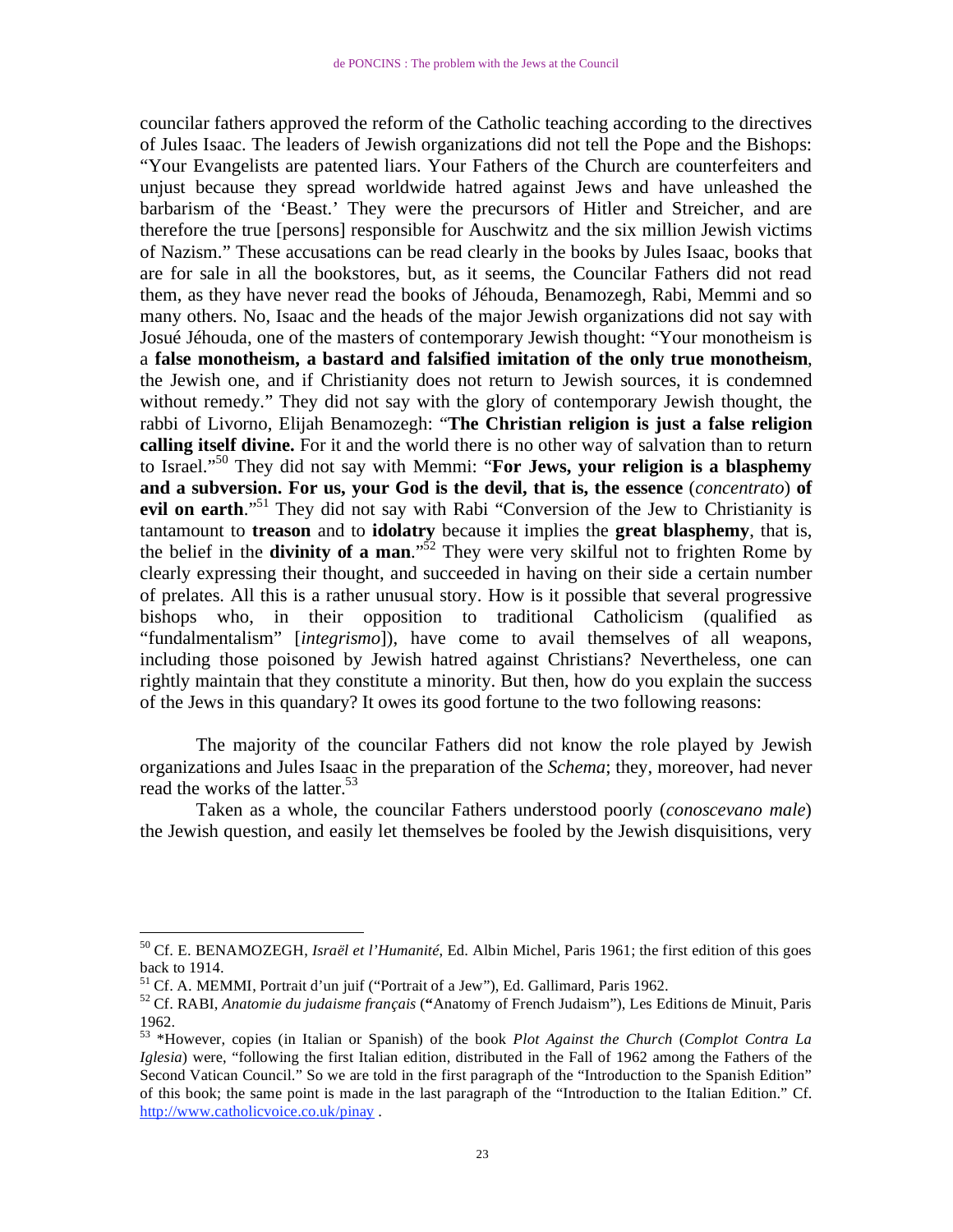councilar fathers approved the reform of the Catholic teaching according to the directives of Jules Isaac. The leaders of Jewish organizations did not tell the Pope and the Bishops: "Your Evangelists are patented liars. Your Fathers of the Church are counterfeiters and unjust because they spread worldwide hatred against Jews and have unleashed the barbarism of the 'Beast.' They were the precursors of Hitler and Streicher, and are therefore the true [persons] responsible for Auschwitz and the six million Jewish victims of Nazism." These accusations can be read clearly in the books by Jules Isaac, books that are for sale in all the bookstores, but, as it seems, the Councilar Fathers did not read them, as they have never read the books of Jéhouda, Benamozegh, Rabi, Memmi and so many others. No, Isaac and the heads of the major Jewish organizations did not say with Josué Jéhouda, one of the masters of contemporary Jewish thought: "Your monotheism is a **false monotheism, a bastard and falsified imitation of the only true monotheism**, the Jewish one, and if Christianity does not return to Jewish sources, it is condemned without remedy." They did not say with the glory of contemporary Jewish thought, the rabbi of Livorno, Elijah Benamozegh: "**The Christian religion is just a false religion calling itself divine.** For it and the world there is no other way of salvation than to return to Israel."[50] They did not say with Memmi: "**For Jews, your religion is a blasphemy and a subversion. For us, your God is the devil, that is, the essence** (*concentrato*) **of evil on earth**."[51] They did not say with Rabi "Conversion of the Jew to Christianity is tantamount to **treason** and to **idolatry** because it implies the **great blasphemy**, that is, the belief in the **divinity of a man**."[52] They were very skilful not to frighten Rome by clearly expressing their thought, and succeeded in having on their side a certain number of prelates. All this is a rather unusual story. How is it possible that several progressive bishops who, in their opposition to traditional Catholicism (qualified as "fundalmentalism" [*integrismo*]), have come to avail themselves of all weapons, including those poisoned by Jewish hatred against Christians? Nevertheless, one can rightly maintain that they constitute a minority. But then, how do you explain the success of the Jews in this quandary? It owes its good fortune to the two following reasons:

The majority of the councilar Fathers did not know the role played by Jewish organizations and Jules Isaac in the preparation of the *Schema*; they, moreover, had never read the works of the latter.[53]

Taken as a whole, the councilar Fathers understood poorly (*conoscevano male*) the Jewish question, and easily let themselves be fooled by the Jewish disquisitions, very

---

[50] Cf. E. BENAMOZEGH, *Israël et l'Humanité*, Ed. Albin Michel, Paris 1961; the first edition of this goes back to 1914.

[51] Cf. A. MEMMI, Portrait d'un juif ("Portrait of a Jew"), Ed. Gallimard, Paris 1962.

[52] Cf. RABI, *Anatomie du judaisme français* ("Anatomy of French Judaism"), Les Editions de Minuit, Paris 1962.

[53] *However, copies (in Italian or Spanish) of the book *Plot Against the Church* (*Complot Contra La Iglesia*) were, "following the first Italian edition, distributed in the Fall of 1962 among the Fathers of the Second Vatican Council." So we are told in the first paragraph of the "Introduction to the Spanish Edition" of this book; the same point is made in the last paragraph of the "Introduction to the Italian Edition." Cf. http://www.catholicvoice.co.uk/pinay .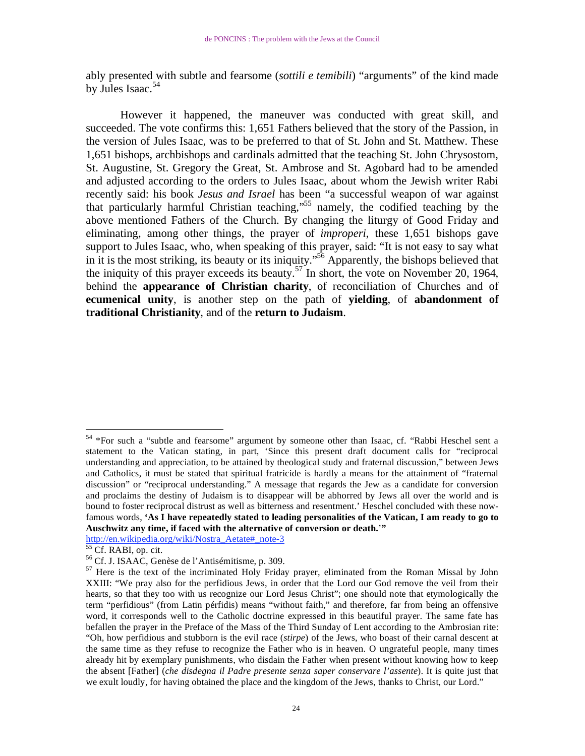ably presented with subtle and fearsome (*sottili e temibili*) "arguments" of the kind made by Jules Isaac.[54]

However it happened, the maneuver was conducted with great skill, and succeeded. The vote confirms this: 1,651 Fathers believed that the story of the Passion, in the version of Jules Isaac, was to be preferred to that of St. John and St. Matthew. These 1,651 bishops, archbishops and cardinals admitted that the teaching St. John Chrysostom, St. Augustine, St. Gregory the Great, St. Ambrose and St. Agobard had to be amended and adjusted according to the orders to Jules Isaac, about whom the Jewish writer Rabi recently said: his book *Jesus and Israel* has been "a successful weapon of war against that particularly harmful Christian teaching,"[55] namely, the codified teaching by the above mentioned Fathers of the Church. By changing the liturgy of Good Friday and eliminating, among other things, the prayer of *improperi*, these 1,651 bishops gave support to Jules Isaac, who, when speaking of this prayer, said: "It is not easy to say what in it is the most striking, its beauty or its iniquity."[56] Apparently, the bishops believed that the iniquity of this prayer exceeds its beauty.[57] In short, the vote on November 20, 1964, behind the **appearance of Christian charity**, of reconciliation of Churches and of **ecumenical unity**, is another step on the path of **yielding**, of **abandonment of traditional Christianity**, and of the **return to Judaism**.

---

[54] *For such a "subtle and fearsome" argument by someone other than Isaac, cf. "Rabbi Heschel sent a statement to the Vatican stating, in part, 'Since this present draft document calls for "reciprocal understanding and appreciation, to be attained by theological study and fraternal discussion," between Jews and Catholics, it must be stated that spiritual fratricide is hardly a means for the attainment of "fraternal discussion" or "reciprocal understanding." A message that regards the Jew as a candidate for conversion and proclaims the destiny of Judaism is to disappear will be abhorred by Jews all over the world and is bound to foster reciprocal distrust as well as bitterness and resentment.' Heschel concluded with these now-famous words, **'As I have repeatedly stated to leading personalities of the Vatican, I am ready to go to Auschwitz any time, if faced with the alternative of conversion or death.'"** http://en.wikipedia.org/wiki/Nostra_Aetate#_note-3

[55] Cf. RABI, op. cit.

[56] Cf. J. ISAAC, Genèse de l'Antisémitisme, p. 309.

[57] Here is the text of the incriminated Holy Friday prayer, eliminated from the Roman Missal by John XXIII: "We pray also for the perfidious Jews, in order that the Lord our God remove the veil from their hearts, so that they too with us recognize our Lord Jesus Christ"; one should note that etymologically the term "perfidious" (from Latin pérfidis) means "without faith," and therefore, far from being an offensive word, it corresponds well to the Catholic doctrine expressed in this beautiful prayer. The same fate has befallen the prayer in the Preface of the Mass of the Third Sunday of Lent according to the Ambrosian rite: "Oh, how perfidious and stubborn is the evil race (*stirpe*) of the Jews, who boast of their carnal descent at the same time as they refuse to recognize the Father who is in heaven. O ungrateful people, many times already hit by exemplary punishments, who disdain the Father when present without knowing how to keep the absent [Father] (*che disdegna il Padre presente senza saper conservare l'assente*). It is quite just that we exult loudly, for having obtained the place and the kingdom of the Jews, thanks to Christ, our Lord."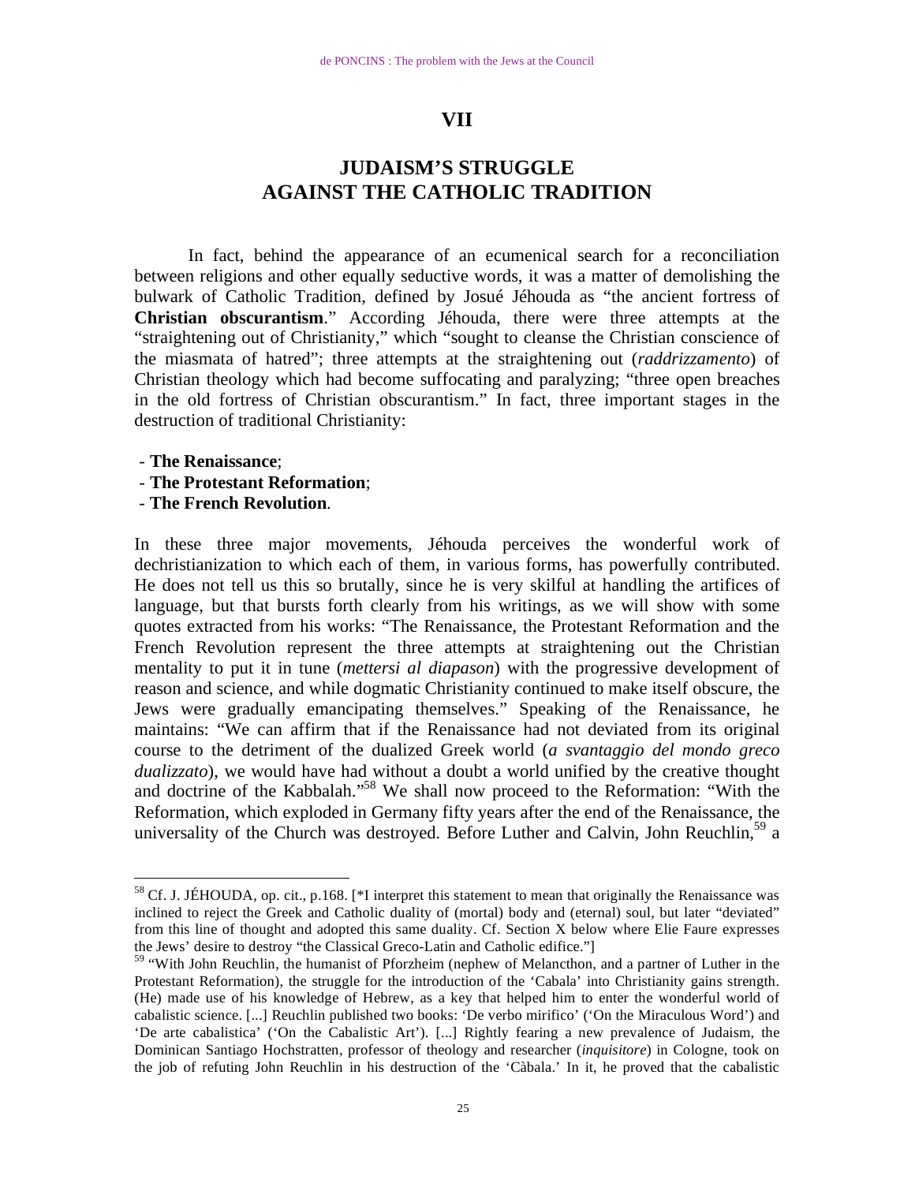## VII

## JUDAISM'S STRUGGLE AGAINST THE CATHOLIC TRADITION

In fact, behind the appearance of an ecumenical search for a reconciliation between religions and other equally seductive words, it was a matter of demolishing the bulwark of Catholic Tradition, defined by Josué Jéhouda as "the ancient fortress of **Christian obscurantism**." According Jéhouda, there were three attempts at the "straightening out of Christianity," which "sought to cleanse the Christian conscience of the miasmata of hatred"; three attempts at the straightening out (*raddrizzamento*) of Christian theology which had become suffocating and paralyzing; "three open breaches in the old fortress of Christian obscurantism." In fact, three important stages in the destruction of traditional Christianity:

- **The Renaissance**;
- **The Protestant Reformation**;
- **The French Revolution**.

In these three major movements, Jéhouda perceives the wonderful work of dechristianization to which each of them, in various forms, has powerfully contributed. He does not tell us this so brutally, since he is very skilful at handling the artifices of language, but that bursts forth clearly from his writings, as we will show with some quotes extracted from his works: "The Renaissance, the Protestant Reformation and the French Revolution represent the three attempts at straightening out the Christian mentality to put it in tune (*mettersi al diapason*) with the progressive development of reason and science, and while dogmatic Christianity continued to make itself obscure, the Jews were gradually emancipating themselves." Speaking of the Renaissance, he maintains: "We can affirm that if the Renaissance had not deviated from its original course to the detriment of the dualized Greek world (*a svantaggio del mondo greco dualizzato*), we would have had without a doubt a world unified by the creative thought and doctrine of the Kabbalah."[58] We shall now proceed to the Reformation: "With the Reformation, which exploded in Germany fifty years after the end of the Renaissance, the universality of the Church was destroyed. Before Luther and Calvin, John Reuchlin,[59] a

---

[58] Cf. J. JÉHOUDA, op. cit., p.168. [*I interpret this statement to mean that originally the Renaissance was inclined to reject the Greek and Catholic duality of (mortal) body and (eternal) soul, but later "deviated" from this line of thought and adopted this same duality. Cf. Section X below where Elie Faure expresses the Jews' desire to destroy "the Classical Greco-Latin and Catholic edifice."]

[59] "With John Reuchlin, the humanist of Pforzheim (nephew of Melancthon, and a partner of Luther in the Protestant Reformation), the struggle for the introduction of the 'Cabala' into Christianity gains strength. (He) made use of his knowledge of Hebrew, as a key that helped him to enter the wonderful world of cabalistic science. [...] Reuchlin published two books: 'De verbo mirifico' ('On the Miraculous Word') and 'De arte cabalistica' ('On the Cabalistic Art'). [...] Rightly fearing a new prevalence of Judaism, the Dominican Santiago Hochstratten, professor of theology and researcher (*inquisitore*) in Cologne, took on the job of refuting John Reuchlin in his destruction of the 'Càbala.' In it, he proved that the cabalistic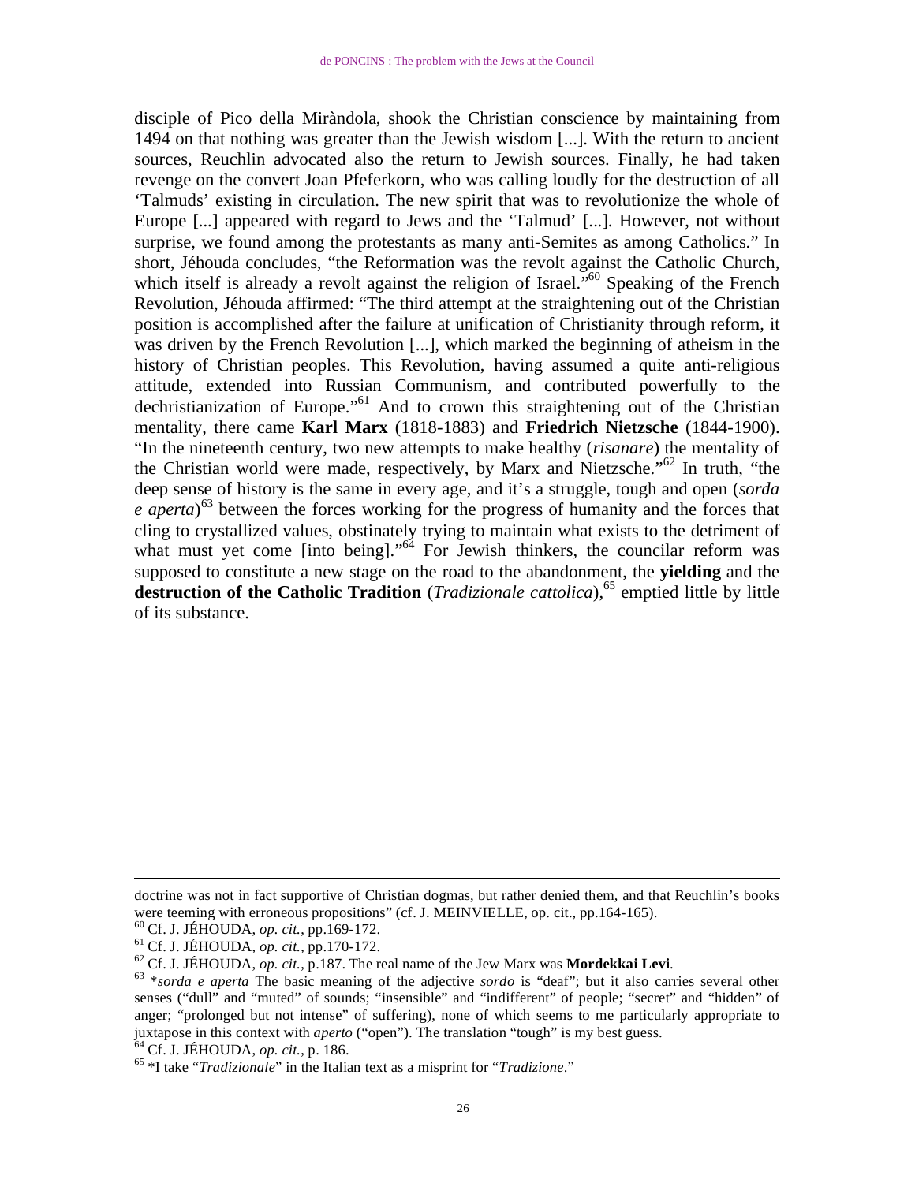disciple of Pico della Miràndola, shook the Christian conscience by maintaining from 1494 on that nothing was greater than the Jewish wisdom [...]. With the return to ancient sources, Reuchlin advocated also the return to Jewish sources. Finally, he had taken revenge on the convert Joan Pfeferkorn, who was calling loudly for the destruction of all 'Talmuds' existing in circulation. The new spirit that was to revolutionize the whole of Europe [...] appeared with regard to Jews and the 'Talmud' [...]. However, not without surprise, we found among the protestants as many anti-Semites as among Catholics." In short, Jéhouda concludes, "the Reformation was the revolt against the Catholic Church, which itself is already a revolt against the religion of Israel."[60] Speaking of the French Revolution, Jéhouda affirmed: "The third attempt at the straightening out of the Christian position is accomplished after the failure at unification of Christianity through reform, it was driven by the French Revolution [...], which marked the beginning of atheism in the history of Christian peoples. This Revolution, having assumed a quite anti-religious attitude, extended into Russian Communism, and contributed powerfully to the dechristianization of Europe."[61] And to crown this straightening out of the Christian mentality, there came **Karl Marx** (1818-1883) and **Friedrich Nietzsche** (1844-1900). "In the nineteenth century, two new attempts to make healthy (*risanare*) the mentality of the Christian world were made, respectively, by Marx and Nietzsche."[62] In truth, "the deep sense of history is the same in every age, and it's a struggle, tough and open (*sorda e aperta*)[63] between the forces working for the progress of humanity and the forces that cling to crystallized values, obstinately trying to maintain what exists to the detriment of what must yet come [into being]."[64] For Jewish thinkers, the councilar reform was supposed to constitute a new stage on the road to the abandonment, the **yielding** and the **destruction of the Catholic Tradition** (*Tradizionale cattolica*),[65] emptied little by little of its substance.

---

doctrine was not in fact supportive of Christian dogmas, but rather denied them, and that Reuchlin's books were teeming with erroneous propositions" (cf. J. MEINVIELLE, op. cit., pp.164-165).

[60] Cf. J. JÉHOUDA, *op. cit.*, pp.169-172.

[61] Cf. J. JÉHOUDA, *op. cit.*, pp.170-172.

[62] Cf. J. JÉHOUDA, *op. cit.*, p.187. The real name of the Jew Marx was **Mordekkai Levi**.

[63] \**sorda e aperta* The basic meaning of the adjective *sordo* is "deaf"; but it also carries several other senses ("dull" and "muted" of sounds; "insensible" and "indifferent" of people; "secret" and "hidden" of anger; "prolonged but not intense" of suffering), none of which seems to me particularly appropriate to juxtapose in this context with *aperto* ("open"). The translation "tough" is my best guess.

[64] Cf. J. JÉHOUDA, *op. cit.*, p. 186.

[65] \*I take "*Tradizionale*" in the Italian text as a misprint for "*Tradizione*."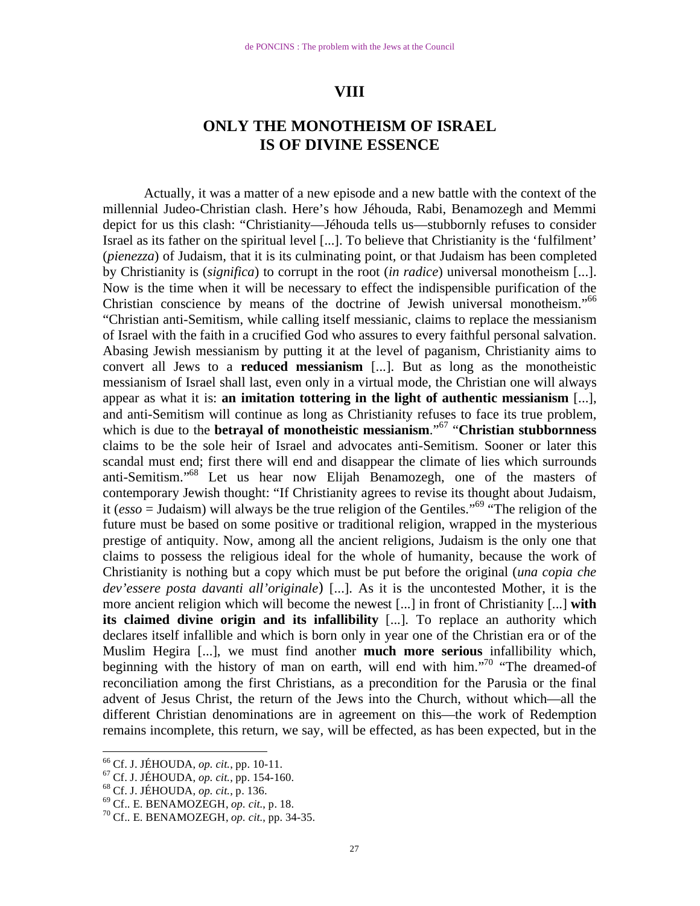# VIII

# ONLY THE MONOTHEISM OF ISRAEL IS OF DIVINE ESSENCE

Actually, it was a matter of a new episode and a new battle with the context of the millennial Judeo-Christian clash. Here's how Jéhouda, Rabi, Benamozegh and Memmi depict for us this clash: "Christianity—Jéhouda tells us—stubbornly refuses to consider Israel as its father on the spiritual level [...]. To believe that Christianity is the 'fulfilment' (*pienezza*) of Judaism, that it is its culminating point, or that Judaism has been completed by Christianity is (*significa*) to corrupt in the root (*in radice*) universal monotheism [...]. Now is the time when it will be necessary to effect the indispensible purification of the Christian conscience by means of the doctrine of Jewish universal monotheism."[66] "Christian anti-Semitism, while calling itself messianic, claims to replace the messianism of Israel with the faith in a crucified God who assures to every faithful personal salvation. Abasing Jewish messianism by putting it at the level of paganism, Christianity aims to convert all Jews to a **reduced messianism** [...]. But as long as the monotheistic messianism of Israel shall last, even only in a virtual mode, the Christian one will always appear as what it is: **an imitation tottering in the light of authentic messianism** [...], and anti-Semitism will continue as long as Christianity refuses to face its true problem, which is due to the **betrayal of monotheistic messianism**."[67] "**Christian stubbornness** claims to be the sole heir of Israel and advocates anti-Semitism. Sooner or later this scandal must end; first there will end and disappear the climate of lies which surrounds anti-Semitism."[68] Let us hear now Elijah Benamozegh, one of the masters of contemporary Jewish thought: "If Christianity agrees to revise its thought about Judaism, it (*esso* = Judaism) will always be the true religion of the Gentiles."[69] "The religion of the future must be based on some positive or traditional religion, wrapped in the mysterious prestige of antiquity. Now, among all the ancient religions, Judaism is the only one that claims to possess the religious ideal for the whole of humanity, because the work of Christianity is nothing but a copy which must be put before the original (*una copia che dev'essere posta davanti all'originale*) [...]. As it is the uncontested Mother, it is the more ancient religion which will become the newest [...] in front of Christianity [...] **with its claimed divine origin and its infallibility** [...]. To replace an authority which declares itself infallible and which is born only in year one of the Christian era or of the Muslim Hegira [...], we must find another **much more serious** infallibility which, beginning with the history of man on earth, will end with him."[70] "The dreamed-of reconciliation among the first Christians, as a precondition for the Parusìa or the final advent of Jesus Christ, the return of the Jews into the Church, without which—all the different Christian denominations are in agreement on this—the work of Redemption remains incomplete, this return, we say, will be effected, as has been expected, but in the

---

[66] Cf. J. JÉHOUDA, *op. cit.*, pp. 10-11.

[67] Cf. J. JÉHOUDA, *op. cit.*, pp. 154-160.

[68] Cf. J. JÉHOUDA, *op. cit.*, p. 136.

[69] Cf.. E. BENAMOZEGH, *op. cit.*, p. 18.

[70] Cf.. E. BENAMOZEGH, *op. cit.*, pp. 34-35.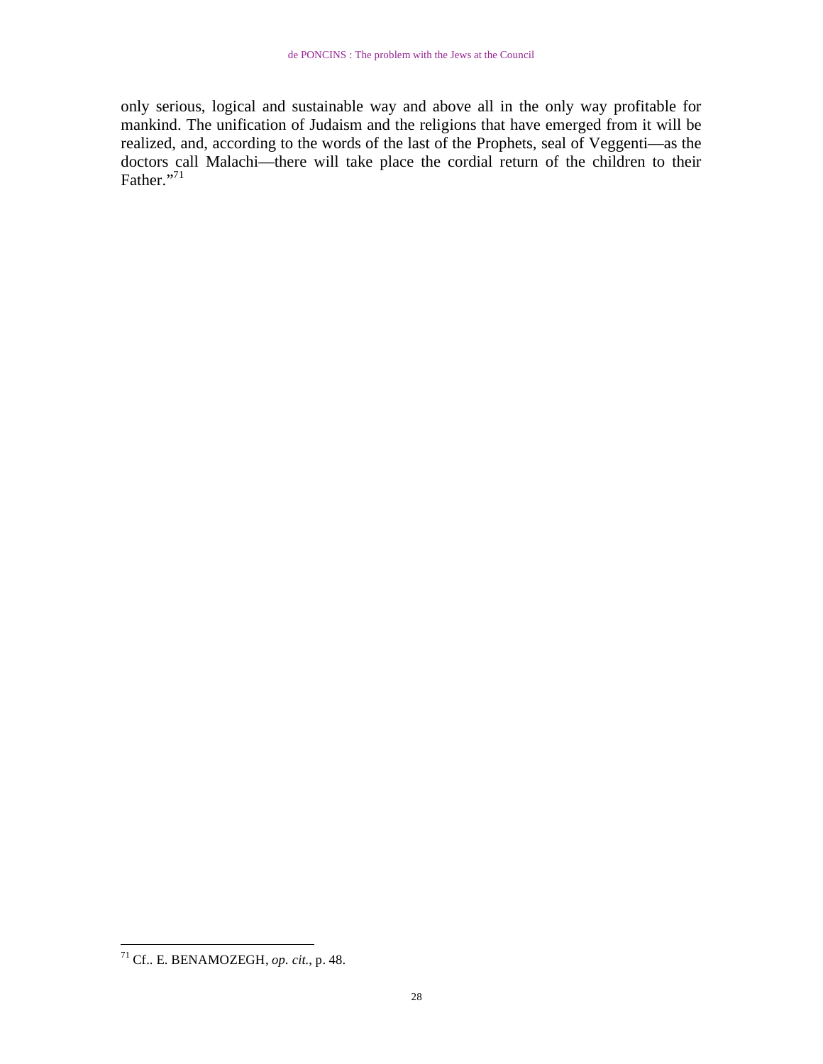only serious, logical and sustainable way and above all in the only way profitable for mankind. The unification of Judaism and the religions that have emerged from it will be realized, and, according to the words of the last of the Prophets, seal of Veggenti—as the doctors call Malachi—there will take place the cordial return of the children to their Father."[71]

---

[71] Cf.. E. BENAMOZEGH, *op. cit.*, p. 48.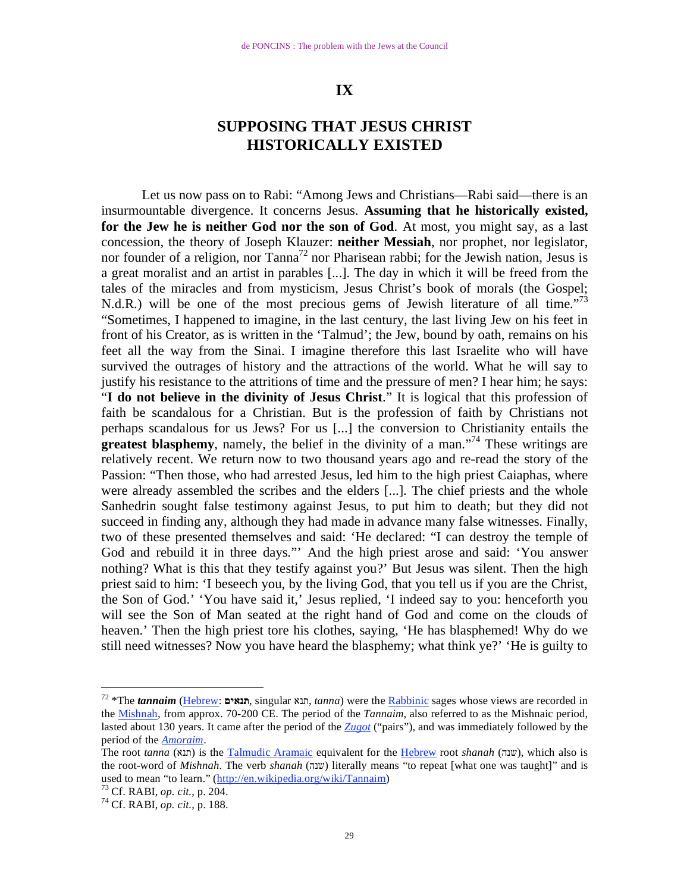# IX

## SUPPOSING THAT JESUS CHRIST HISTORICALLY EXISTED

Let us now pass on to Rabi: "Among Jews and Christians—Rabi said—there is an insurmountable divergence. It concerns Jesus. **Assuming that he historically existed, for the Jew he is neither God nor the son of God**. At most, you might say, as a last concession, the theory of Joseph Klauzer: **neither Messiah**, nor prophet, nor legislator, nor founder of a religion, nor Tanna[72] nor Pharisean rabbi; for the Jewish nation, Jesus is a great moralist and an artist in parables [...]. The day in which it will be freed from the tales of the miracles and from mysticism, Jesus Christ's book of morals (the Gospel; N.d.R.) will be one of the most precious gems of Jewish literature of all time."[73] "Sometimes, I happened to imagine, in the last century, the last living Jew on his feet in front of his Creator, as is written in the 'Talmud'; the Jew, bound by oath, remains on his feet all the way from the Sinai. I imagine therefore this last Israelite who will have survived the outrages of history and the attractions of the world. What he will say to justify his resistance to the attritions of time and the pressure of men? I hear him; he says: "**I do not believe in the divinity of Jesus Christ**." It is logical that this profession of faith be scandalous for a Christian. But is the profession of faith by Christians not perhaps scandalous for us Jews? For us [...] the conversion to Christianity entails the **greatest blasphemy**, namely, the belief in the divinity of a man."[74] These writings are relatively recent. We return now to two thousand years ago and re-read the story of the Passion: "Then those, who had arrested Jesus, led him to the high priest Caiaphas, where were already assembled the scribes and the elders [...]. The chief priests and the whole Sanhedrin sought false testimony against Jesus, to put him to death; but they did not succeed in finding any, although they had made in advance many false witnesses. Finally, two of these presented themselves and said: 'He declared: "I can destroy the temple of God and rebuild it in three days."' And the high priest arose and said: 'You answer nothing? What is this that they testify against you?' But Jesus was silent. Then the high priest said to him: 'I beseech you, by the living God, that you tell us if you are the Christ, the Son of God.' 'You have said it,' Jesus replied, 'I indeed say to you: henceforth you will see the Son of Man seated at the right hand of God and come on the clouds of heaven.' Then the high priest tore his clothes, saying, 'He has blasphemed! Why do we still need witnesses? Now you have heard the blasphemy; what think ye?' 'He is guilty to

---

[72] *The ***tannaim*** (Hebrew: **תנאים**, singular תנא, *tanna*) were the Rabbinic sages whose views are recorded in the Mishnah, from approx. 70-200 CE. The period of the *Tannaim*, also referred to as the Mishnaic period, lasted about 130 years. It came after the period of the ***Zugot*** ("pairs"), and was immediately followed by the period of the ***Amoraim***.
The root *tanna* (תנא) is the Talmudic Aramaic equivalent for the Hebrew root *shanah* (שנה), which also is the root-word of *Mishnah*. The verb *shanah* (שנה) literally means "to repeat [what one was taught]" and is used to mean "to learn." (http://en.wikipedia.org/wiki/Tannaim)

[73] Cf. RABI, *op. cit.*, p. 204.

[74] Cf. RABI, *op. cit.*, p. 188.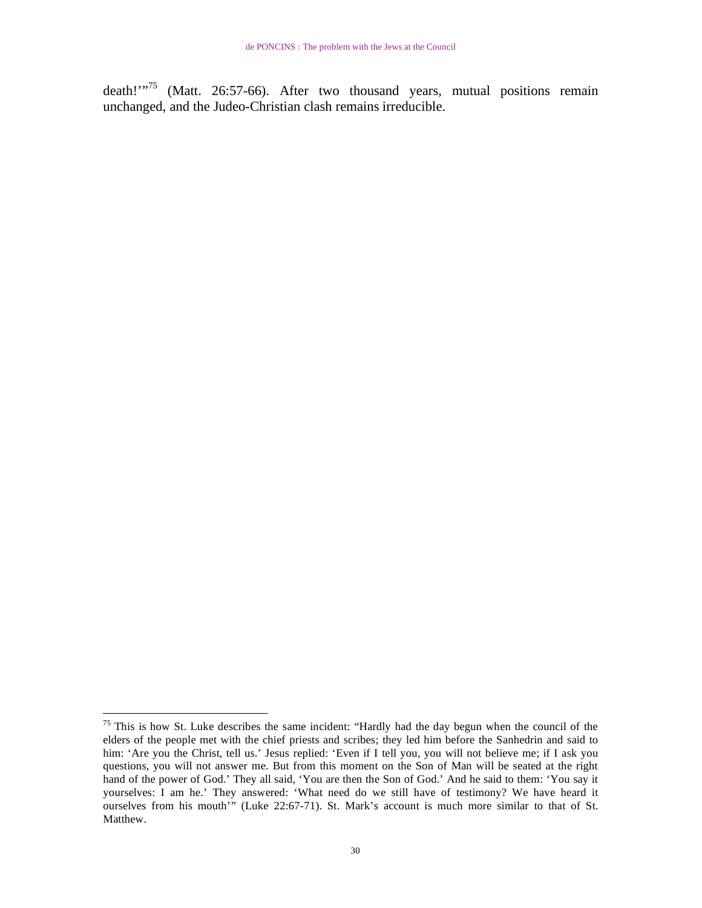death!'"[75] (Matt. 26:57-66). After two thousand years, mutual positions remain unchanged, and the Judeo-Christian clash remains irreducible.

---

[75] This is how St. Luke describes the same incident: "Hardly had the day begun when the council of the elders of the people met with the chief priests and scribes; they led him before the Sanhedrin and said to him: 'Are you the Christ, tell us.' Jesus replied: 'Even if I tell you, you will not believe me; if I ask you questions, you will not answer me. But from this moment on the Son of Man will be seated at the right hand of the power of God.' They all said, 'You are then the Son of God.' And he said to them: 'You say it yourselves: I am he.' They answered: 'What need do we still have of testimony? We have heard it ourselves from his mouth'" (Luke 22:67-71). St. Mark's account is much more similar to that of St. Matthew.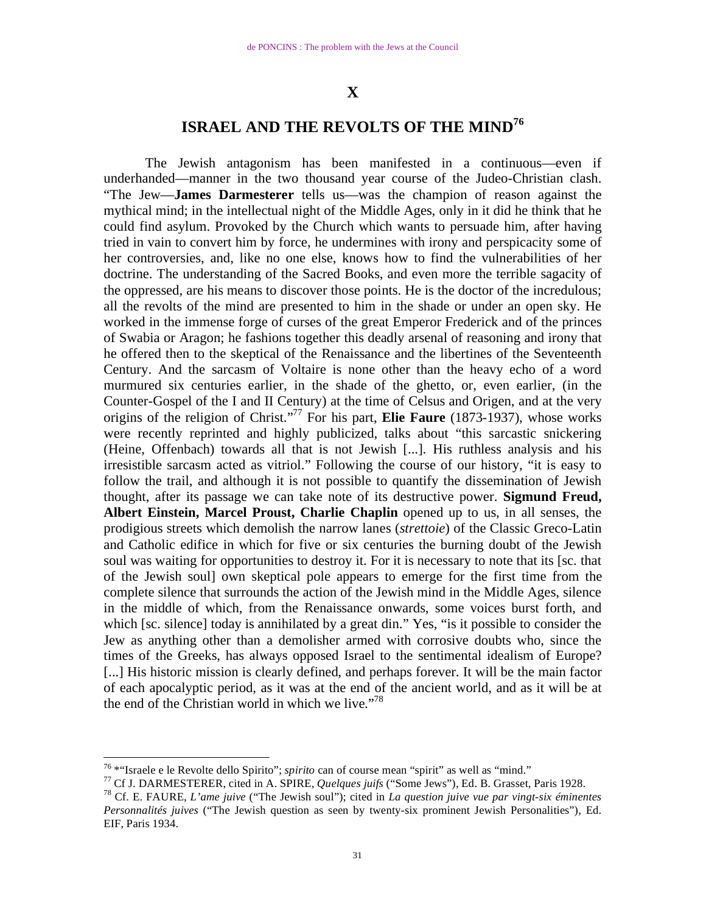# X

# ISRAEL AND THE REVOLTS OF THE MIND[76]

The Jewish antagonism has been manifested in a continuous—even if underhanded—manner in the two thousand year course of the Judeo-Christian clash. "The Jew—**James Darmesterer** tells us—was the champion of reason against the mythical mind; in the intellectual night of the Middle Ages, only in it did he think that he could find asylum. Provoked by the Church which wants to persuade him, after having tried in vain to convert him by force, he undermines with irony and perspicacity some of her controversies, and, like no one else, knows how to find the vulnerabilities of her doctrine. The understanding of the Sacred Books, and even more the terrible sagacity of the oppressed, are his means to discover those points. He is the doctor of the incredulous; all the revolts of the mind are presented to him in the shade or under an open sky. He worked in the immense forge of curses of the great Emperor Frederick and of the princes of Swabia or Aragon; he fashions together this deadly arsenal of reasoning and irony that he offered then to the skeptical of the Renaissance and the libertines of the Seventeenth Century. And the sarcasm of Voltaire is none other than the heavy echo of a word murmured six centuries earlier, in the shade of the ghetto, or, even earlier, (in the Counter-Gospel of the I and II Century) at the time of Celsus and Origen, and at the very origins of the religion of Christ."[77] For his part, **Elie Faure** (1873-1937), whose works were recently reprinted and highly publicized, talks about "this sarcastic snickering (Heine, Offenbach) towards all that is not Jewish [...]. His ruthless analysis and his irresistible sarcasm acted as vitriol." Following the course of our history, "it is easy to follow the trail, and although it is not possible to quantify the dissemination of Jewish thought, after its passage we can take note of its destructive power. **Sigmund Freud, Albert Einstein, Marcel Proust, Charlie Chaplin** opened up to us, in all senses, the prodigious streets which demolish the narrow lanes (*strettoie*) of the Classic Greco-Latin and Catholic edifice in which for five or six centuries the burning doubt of the Jewish soul was waiting for opportunities to destroy it. For it is necessary to note that its [sc. that of the Jewish soul] own skeptical pole appears to emerge for the first time from the complete silence that surrounds the action of the Jewish mind in the Middle Ages, silence in the middle of which, from the Renaissance onwards, some voices burst forth, and which [sc. silence] today is annihilated by a great din." Yes, "is it possible to consider the Jew as anything other than a demolisher armed with corrosive doubts who, since the times of the Greeks, has always opposed Israel to the sentimental idealism of Europe? [...] His historic mission is clearly defined, and perhaps forever. It will be the main factor of each apocalyptic period, as it was at the end of the ancient world, and as it will be at the end of the Christian world in which we live."[78]

---

[76] *"Israele e le Revolte dello Spirito"; *spirito* can of course mean "spirit" as well as "mind."

[77] Cf J. DARMESTERER, cited in A. SPIRE, *Quelques juifs* ("Some Jews"), Ed. B. Grasset, Paris 1928.

[78] Cf. E. FAURE, *L'ame juive* ("The Jewish soul"); cited in *La question juive vue par vingt-six éminentes Personnalités juives* ("The Jewish question as seen by twenty-six prominent Jewish Personalities"), Ed. EIF, Paris 1934.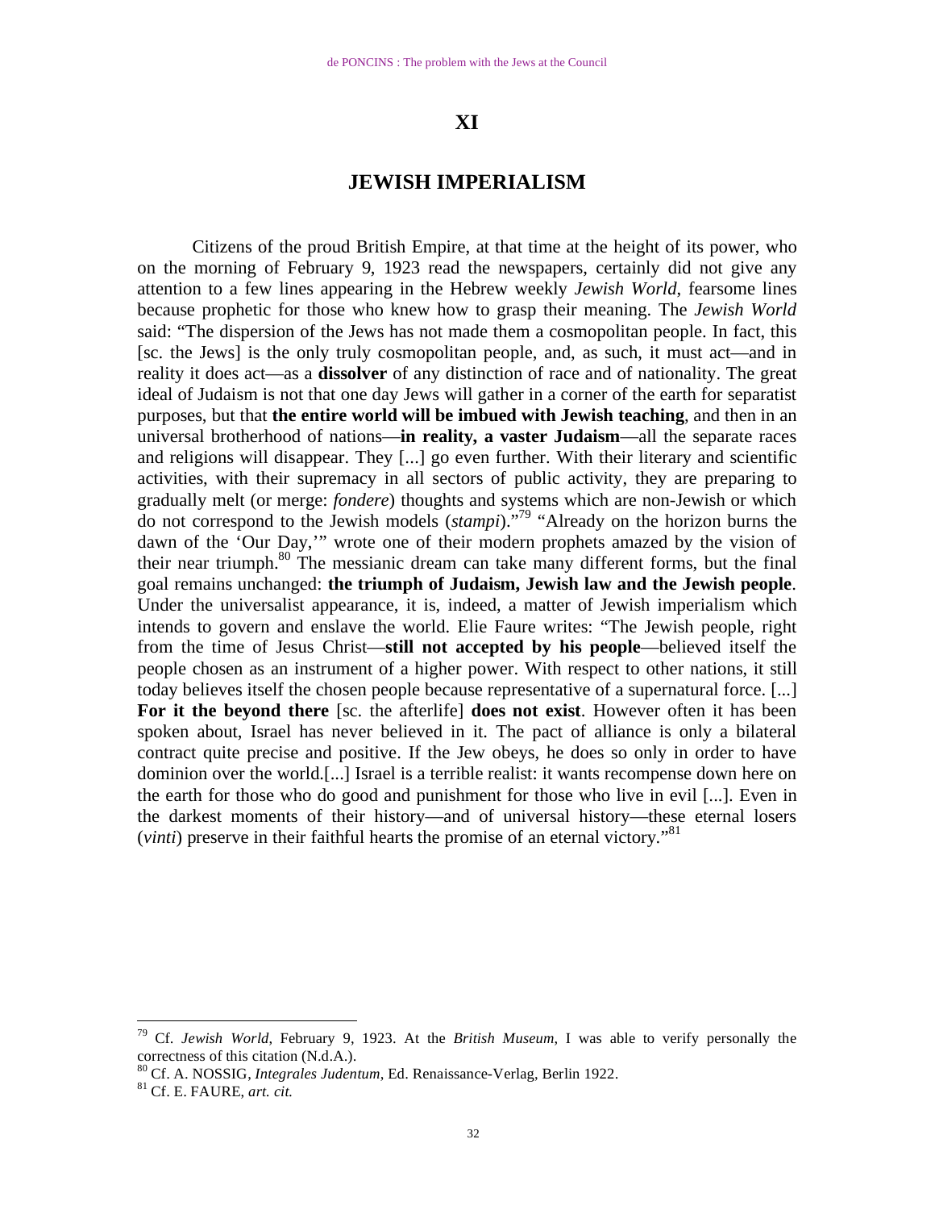# XI

## JEWISH IMPERIALISM

Citizens of the proud British Empire, at that time at the height of its power, who on the morning of February 9, 1923 read the newspapers, certainly did not give any attention to a few lines appearing in the Hebrew weekly *Jewish World*, fearsome lines because prophetic for those who knew how to grasp their meaning. The *Jewish World* said: "The dispersion of the Jews has not made them a cosmopolitan people. In fact, this [sc. the Jews] is the only truly cosmopolitan people, and, as such, it must act—and in reality it does act—as a **dissolver** of any distinction of race and of nationality. The great ideal of Judaism is not that one day Jews will gather in a corner of the earth for separatist purposes, but that **the entire world will be imbued with Jewish teaching**, and then in an universal brotherhood of nations—**in reality, a vaster Judaism**—all the separate races and religions will disappear. They [...] go even further. With their literary and scientific activities, with their supremacy in all sectors of public activity, they are preparing to gradually melt (or merge: *fondere*) thoughts and systems which are non-Jewish or which do not correspond to the Jewish models (*stampi*)."[79] "Already on the horizon burns the dawn of the 'Our Day,'" wrote one of their modern prophets amazed by the vision of their near triumph.[80] The messianic dream can take many different forms, but the final goal remains unchanged: **the triumph of Judaism, Jewish law and the Jewish people**. Under the universalist appearance, it is, indeed, a matter of Jewish imperialism which intends to govern and enslave the world. Elie Faure writes: "The Jewish people, right from the time of Jesus Christ—**still not accepted by his people**—believed itself the people chosen as an instrument of a higher power. With respect to other nations, it still today believes itself the chosen people because representative of a supernatural force. [...] **For it the beyond there** [sc. the afterlife] **does not exist**. However often it has been spoken about, Israel has never believed in it. The pact of alliance is only a bilateral contract quite precise and positive. If the Jew obeys, he does so only in order to have dominion over the world.[...] Israel is a terrible realist: it wants recompense down here on the earth for those who do good and punishment for those who live in evil [...]. Even in the darkest moments of their history—and of universal history—these eternal losers (*vinti*) preserve in their faithful hearts the promise of an eternal victory."[81]

---

[79] Cf. *Jewish World*, February 9, 1923. At the *British Museum*, I was able to verify personally the correctness of this citation (N.d.A.).

[80] Cf. A. NOSSIG, *Integrales Judentum*, Ed. Renaissance-Verlag, Berlin 1922.

[81] Cf. E. FAURE, *art. cit.*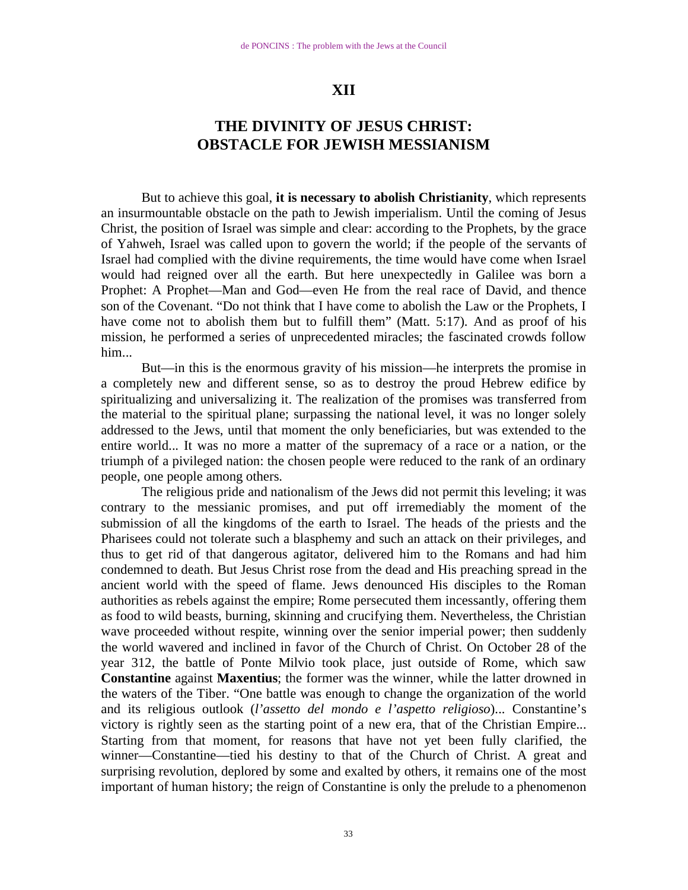# XII

## THE DIVINITY OF JESUS CHRIST: OBSTACLE FOR JEWISH MESSIANISM

But to achieve this goal, **it is necessary to abolish Christianity**, which represents an insurmountable obstacle on the path to Jewish imperialism. Until the coming of Jesus Christ, the position of Israel was simple and clear: according to the Prophets, by the grace of Yahweh, Israel was called upon to govern the world; if the people of the servants of Israel had complied with the divine requirements, the time would have come when Israel would had reigned over all the earth. But here unexpectedly in Galilee was born a Prophet: A Prophet—Man and God—even He from the real race of David, and thence son of the Covenant. "Do not think that I have come to abolish the Law or the Prophets, I have come not to abolish them but to fulfill them" (Matt. 5:17). And as proof of his mission, he performed a series of unprecedented miracles; the fascinated crowds follow him...

But—in this is the enormous gravity of his mission—he interprets the promise in a completely new and different sense, so as to destroy the proud Hebrew edifice by spiritualizing and universalizing it. The realization of the promises was transferred from the material to the spiritual plane; surpassing the national level, it was no longer solely addressed to the Jews, until that moment the only beneficiaries, but was extended to the entire world... It was no more a matter of the supremacy of a race or a nation, or the triumph of a pivileged nation: the chosen people were reduced to the rank of an ordinary people, one people among others.

The religious pride and nationalism of the Jews did not permit this leveling; it was contrary to the messianic promises, and put off irremediably the moment of the submission of all the kingdoms of the earth to Israel. The heads of the priests and the Pharisees could not tolerate such a blasphemy and such an attack on their privileges, and thus to get rid of that dangerous agitator, delivered him to the Romans and had him condemned to death. But Jesus Christ rose from the dead and His preaching spread in the ancient world with the speed of flame. Jews denounced His disciples to the Roman authorities as rebels against the empire; Rome persecuted them incessantly, offering them as food to wild beasts, burning, skinning and crucifying them. Nevertheless, the Christian wave proceeded without respite, winning over the senior imperial power; then suddenly the world wavered and inclined in favor of the Church of Christ. On October 28 of the year 312, the battle of Ponte Milvio took place, just outside of Rome, which saw **Constantine** against **Maxentius**; the former was the winner, while the latter drowned in the waters of the Tiber. "One battle was enough to change the organization of the world and its religious outlook (*l'assetto del mondo e l'aspetto religioso*)... Constantine's victory is rightly seen as the starting point of a new era, that of the Christian Empire... Starting from that moment, for reasons that have not yet been fully clarified, the winner—Constantine—tied his destiny to that of the Church of Christ. A great and surprising revolution, deplored by some and exalted by others, it remains one of the most important of human history; the reign of Constantine is only the prelude to a phenomenon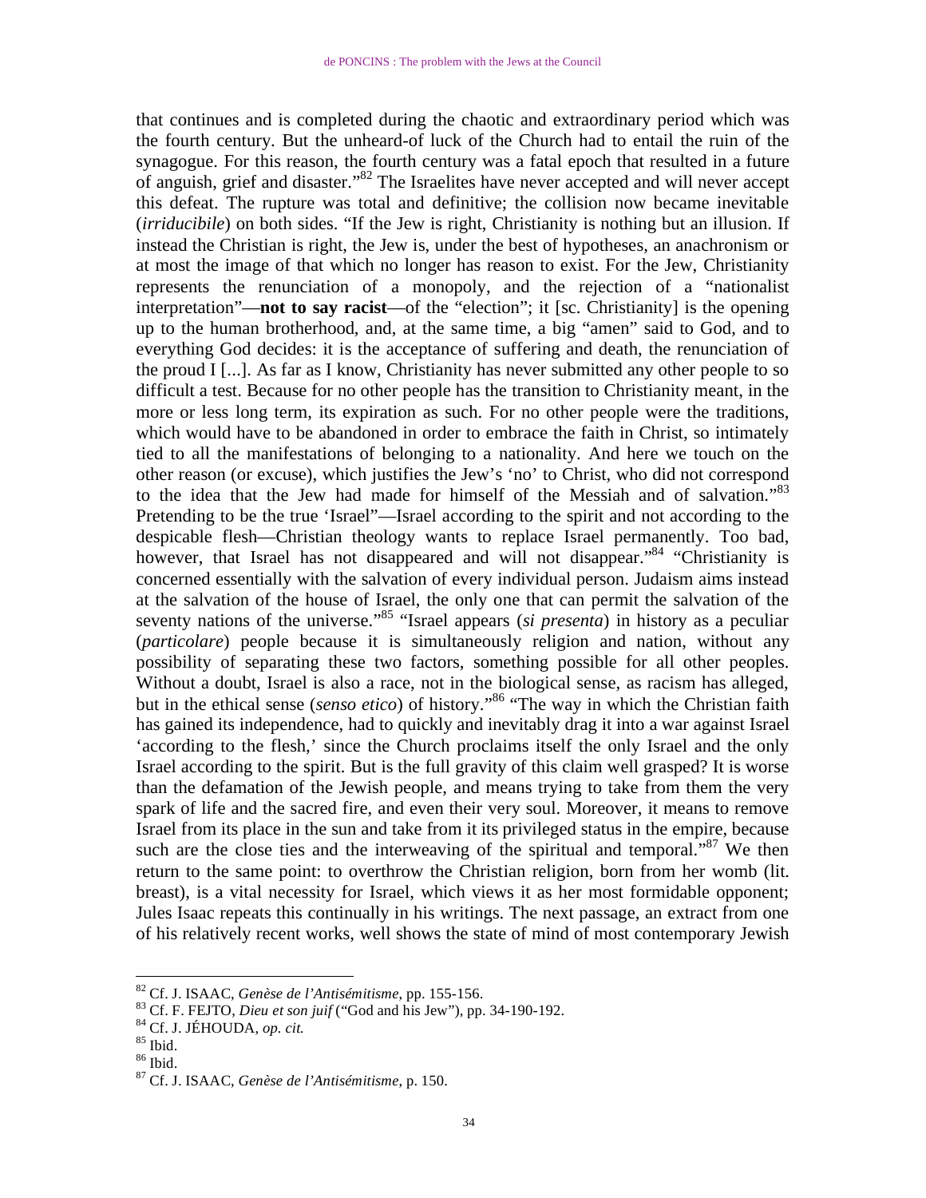that continues and is completed during the chaotic and extraordinary period which was the fourth century. But the unheard-of luck of the Church had to entail the ruin of the synagogue. For this reason, the fourth century was a fatal epoch that resulted in a future of anguish, grief and disaster."[82] The Israelites have never accepted and will never accept this defeat. The rupture was total and definitive; the collision now became inevitable (*irriducibile*) on both sides. "If the Jew is right, Christianity is nothing but an illusion. If instead the Christian is right, the Jew is, under the best of hypotheses, an anachronism or at most the image of that which no longer has reason to exist. For the Jew, Christianity represents the renunciation of a monopoly, and the rejection of a "nationalist interpretation"—**not to say racist**—of the "election"; it [sc. Christianity] is the opening up to the human brotherhood, and, at the same time, a big "amen" said to God, and to everything God decides: it is the acceptance of suffering and death, the renunciation of the proud I [...]. As far as I know, Christianity has never submitted any other people to so difficult a test. Because for no other people has the transition to Christianity meant, in the more or less long term, its expiration as such. For no other people were the traditions, which would have to be abandoned in order to embrace the faith in Christ, so intimately tied to all the manifestations of belonging to a nationality. And here we touch on the other reason (or excuse), which justifies the Jew's 'no' to Christ, who did not correspond to the idea that the Jew had made for himself of the Messiah and of salvation."[83] Pretending to be the true 'Israel"—Israel according to the spirit and not according to the despicable flesh—Christian theology wants to replace Israel permanently. Too bad, however, that Israel has not disappeared and will not disappear."[84] "Christianity is concerned essentially with the salvation of every individual person. Judaism aims instead at the salvation of the house of Israel, the only one that can permit the salvation of the seventy nations of the universe."[85] "Israel appears (*si presenta*) in history as a peculiar (*particolare*) people because it is simultaneously religion and nation, without any possibility of separating these two factors, something possible for all other peoples. Without a doubt, Israel is also a race, not in the biological sense, as racism has alleged, but in the ethical sense (*senso etico*) of history."[86] "The way in which the Christian faith has gained its independence, had to quickly and inevitably drag it into a war against Israel 'according to the flesh,' since the Church proclaims itself the only Israel and the only Israel according to the spirit. But is the full gravity of this claim well grasped? It is worse than the defamation of the Jewish people, and means trying to take from them the very spark of life and the sacred fire, and even their very soul. Moreover, it means to remove Israel from its place in the sun and take from it its privileged status in the empire, because such are the close ties and the interweaving of the spiritual and temporal."[87] We then return to the same point: to overthrow the Christian religion, born from her womb (lit. breast), is a vital necessity for Israel, which views it as her most formidable opponent; Jules Isaac repeats this continually in his writings. The next passage, an extract from one of his relatively recent works, well shows the state of mind of most contemporary Jewish

---

[82] Cf. J. ISAAC, *Genèse de l'Antisémitisme*, pp. 155-156.
[83] Cf. F. FEJTO, *Dieu et son juif* ("God and his Jew"), pp. 34-190-192.
[84] Cf. J. JÉHOUDA, *op. cit.*
[85] Ibid.
[86] Ibid.
[87] Cf. J. ISAAC, *Genèse de l'Antisémitisme*, p. 150.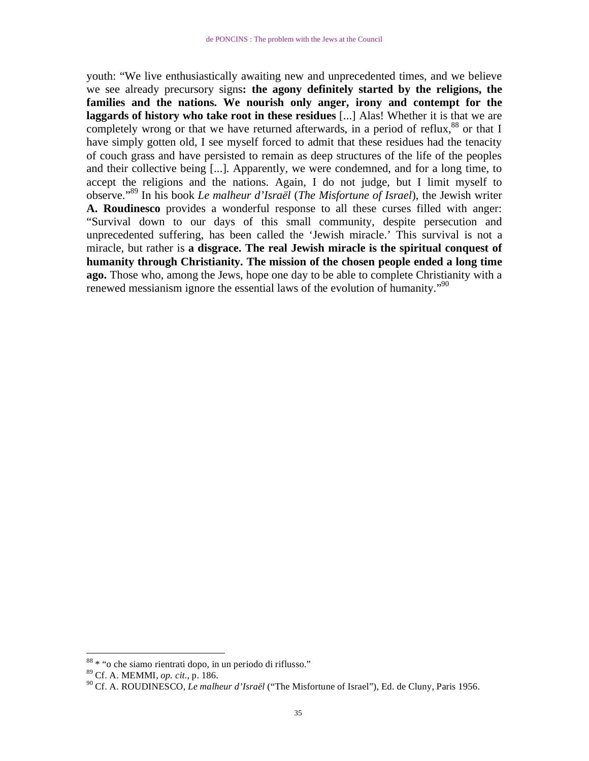youth: "We live enthusiastically awaiting new and unprecedented times, and we believe we see already precursory signs**: the agony definitely started by the religions, the families and the nations. We nourish only anger, irony and contempt for the laggards of history who take root in these residues** [...] Alas! Whether it is that we are completely wrong or that we have returned afterwards, in a period of reflux,[88] or that I have simply gotten old, I see myself forced to admit that these residues had the tenacity of couch grass and have persisted to remain as deep structures of the life of the peoples and their collective being [...]. Apparently, we were condemned, and for a long time, to accept the religions and the nations. Again, I do not judge, but I limit myself to observe."[89] In his book *Le malheur d'Israël* (*The Misfortune of Israel*), the Jewish writer **A. Roudinesco** provides a wonderful response to all these curses filled with anger: "Survival down to our days of this small community, despite persecution and unprecedented suffering, has been called the 'Jewish miracle.' This survival is not a miracle, but rather is **a disgrace. The real Jewish miracle is the spiritual conquest of humanity through Christianity. The mission of the chosen people ended a long time ago.** Those who, among the Jews, hope one day to be able to complete Christianity with a renewed messianism ignore the essential laws of the evolution of humanity."[90]

---

[88] * "o che siamo rientrati dopo, in un periodo di riflusso."

[89] Cf. A. MEMMI, *op. cit.*, p. 186.

[90] Cf. A. ROUDINESCO, *Le malheur d'Israël* ("The Misfortune of Israel"), Ed. de Cluny, Paris 1956.